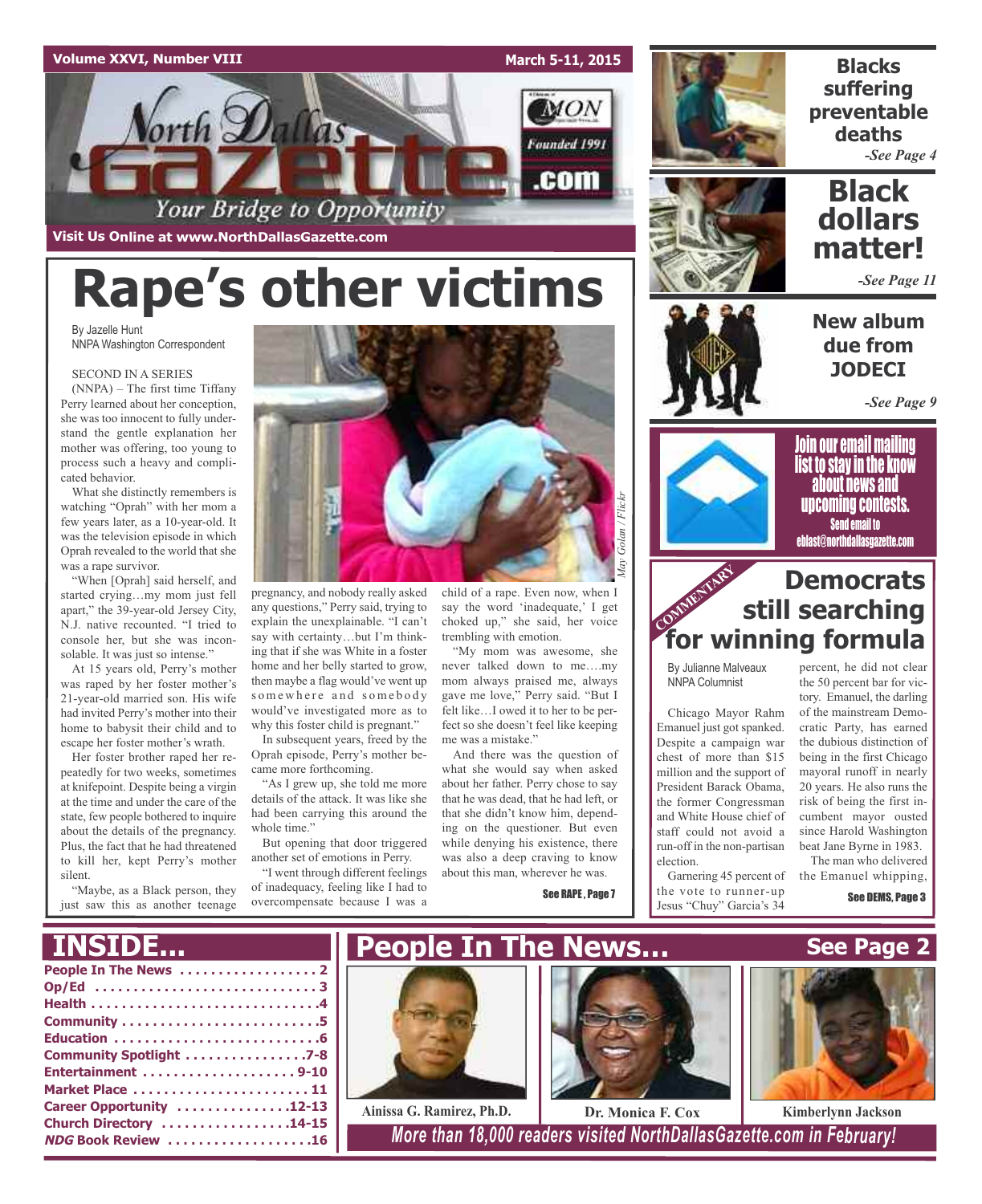Volume XXVI, Number VIII — March 5-11, 2015

# North Dallas Gazette

Your Bridge to Opportunity

Founded 1991

Visit Us Online at www.NorthDallasGazette.com

# Rape's other victims

By Jazelle Hunt
NNPA Washington Correspondent

SECOND IN A SERIES

(NNPA) – The first time Tiffany Perry learned about her conception, she was too innocent to fully understand the gentle explanation her mother was offering, too young to process such a heavy and complicated behavior.

What she distinctly remembers is watching "Oprah" with her mom a few years later, as a 10-year-old. It was the television episode in which Oprah revealed to the world that she was a rape survivor.

"When [Oprah] said herself, and started crying…my mom just fell apart," the 39-year-old Jersey City, N.J. native recounted. "I tried to console her, but she was inconsolable. It was just so intense."

At 15 years old, Perry's mother was raped by her foster mother's 21-year-old married son. His wife had invited Perry's mother into their home to babysit their child and to escape her foster mother's wrath.

Her foster brother raped her repeatedly for two weeks, sometimes at knifepoint. Despite being a virgin at the time and under the care of the state, few people bothered to inquire about the details of the pregnancy. Plus, the fact that he had threatened to kill her, kept Perry's mother silent.

"Maybe, as a Black person, they just saw this as another teenage pregnancy, and nobody really asked any questions," Perry said, trying to explain the unexplainable. "I can't say with certainty…but I'm thinking that if she was White in a foster home and her belly started to grow, then maybe a flag would've went up somewhere and somebody would've investigated more as to why this foster child is pregnant."

May Golan / Flickr

In subsequent years, freed by the Oprah episode, Perry's mother became more forthcoming.

"As I grew up, she told me more details of the attack. It was like she had been carrying this around the whole time."

But opening that door triggered another set of emotions in Perry.

"I went through different feelings of inadequacy, feeling like I had to overcompensate because I was a child of a rape. Even now, when I say the word 'inadequate,' I get choked up," she said, her voice trembling with emotion.

"My mom was awesome, she never talked down to me….my mom always praised me, always gave me love," Perry said. "But I felt like…I owed it to her to be perfect so she doesn't feel like keeping me was a mistake."

And there was the question of what she would say when asked about her father. Perry chose to say that he was dead, that he had left, or that she didn't know him, depending on the questioner. But even while denying his existence, there was also a deep craving to know about this man, wherever he was.

See RAPE, Page 7

## Blacks suffering preventable deaths

*-See Page 4*

## Black dollars matter!

*-See Page 11*

## New album due from JODECI

*-See Page 9*

**Join our email mailing list to stay in the know about news and upcoming contests.**
Send email to eblast@northdallasgazette.com

COMMENTARY

## Democrats still searching for winning formula

By Julianne Malveaux
NNPA Columnist

Chicago Mayor Rahm Emanuel just got spanked. Despite a campaign war chest of more than $15 million and the support of President Barack Obama, the former Congressman and White House chief of staff could not avoid a run-off in the non-partisan election.

Garnering 45 percent of the vote to runner-up Jesus "Chuy" Garcia's 34 percent, he did not clear the 50 percent bar for victory. Emanuel, the darling of the mainstream Democratic Party, has earned the dubious distinction of being in the first Chicago mayoral runoff in nearly 20 years. He also runs the risk of being the first incumbent mayor ousted since Harold Washington beat Jane Byrne in 1983.

The man who delivered the Emanuel whipping,

See DEMS, Page 3

## INSIDE...

| | |
|---|---|
| People In The News | 2 |
| Op/Ed | 3 |
| Health | 4 |
| Community | 5 |
| Education | 6 |
| Community Spotlight | 7-8 |
| Entertainment | 9-10 |
| Market Place | 11 |
| Career Opportunity | 12-13 |
| Church Directory | 14-15 |
| *NDG* Book Review | 16 |

## People In The News... See Page 2

Ainissa G. Ramirez, Ph.D. — Dr. Monica F. Cox — Kimberlynn Jackson

*More than 18,000 readers visited NorthDallasGazette.com in February!*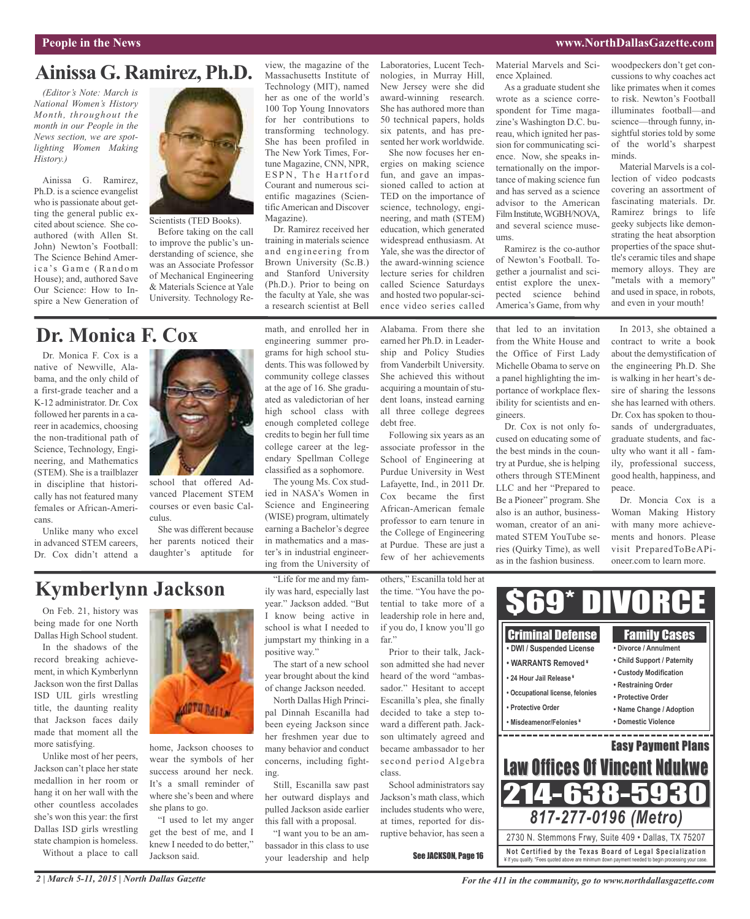# Ainissa G. Ramirez, Ph.D.

*(Editor's Note: March is National Women's History Month, throughout the month in our People in the News section, we are spotlighting Women Making History.)*

Ainissa G. Ramirez, Ph.D. is a science evangelist who is passionate about getting the general public excited about science. She co-authored (with Allen St. John) Newton's Football: The Science Behind America's Game (Random House); and, authored Save Our Science: How to Inspire a New Generation of Scientists (TED Books).

Before taking on the call to improve the public's understanding of science, she was an Associate Professor of Mechanical Engineering & Materials Science at Yale University. Technology Review, the magazine of the Massachusetts Institute of Technology (MIT), named her as one of the world's 100 Top Young Innovators for her contributions to transforming technology. She has been profiled in The New York Times, Fortune Magazine, CNN, NPR, ESPN, The Hartford Courant and numerous scientific magazines (Scientific American and Discover Magazine).

Dr. Ramirez received her training in materials science and engineering from Brown University (Sc.B.) and Stanford University (Ph.D.). Prior to being on the faculty at Yale, she was a research scientist at Bell Laboratories, Lucent Technologies, in Murray Hill, New Jersey were she did award-winning research. She has authored more than 50 technical papers, holds six patents, and has presented her work worldwide.

She now focuses her energies on making science fun, and gave an impassioned called to action at TED on the importance of science, technology, engineering, and math (STEM) education, which generated widespread enthusiasm. At Yale, she was the director of the award-winning science lecture series for children called Science Saturdays and hosted two popular-science video series called Material Marvels and Science Xplained.

As a graduate student she wrote as a science correspondent for Time magazine's Washington D.C. bureau, which ignited her passion for communicating science. Now, she speaks internationally on the importance of making science fun and has served as a science advisor to the American Film Institute, WGBH/NOVA, and several science museums.

Ramirez is the co-author of Newton's Football. Together a journalist and scientist explore the unexpected science behind America's Game, from why woodpeckers don't get concussions to why coaches act like primates when it comes to risk. Newton's Football illuminates football—and science—through funny, insightful stories told by some of the world's sharpest minds.

Material Marvels is a collection of video podcasts covering an assortment of fascinating materials. Dr. Ramirez brings to life geeky subjects like demonstrating the heat absorption properties of the space shuttle's ceramic tiles and shape memory alloys. They are "metals with a memory" and used in space, in robots, and even in your mouth!

# Dr. Monica F. Cox

Dr. Monica F. Cox is a native of Newville, Alabama, and the only child of a first-grade teacher and a K-12 administrator. Dr. Cox followed her parents in a career in academics, choosing the non-traditional path of Science, Technology, Engineering, and Mathematics (STEM). She is a trailblazer in discipline that historically has not featured many females or African-Americans.

Unlike many who excel in advanced STEM careers, Dr. Cox didn't attend a school that offered Advanced Placement STEM courses or even basic Calculus.

She was different because her parents noticed their daughter's aptitude for math, and enrolled her in engineering summer programs for high school students. This was followed by community college classes at the age of 16. She graduated as valedictorian of her high school class with enough completed college credits to begin her full time college career at the legendary Spellman College classified as a sophomore.

The young Ms. Cox studied in NASA's Women in Science and Engineering (WISE) program, ultimately earning a Bachelor's degree in mathematics and a master's in industrial engineering from the University of Alabama. From there she earned her Ph.D. in Leadership and Policy Studies from Vanderbilt University. She achieved this without acquiring a mountain of student loans, instead earning all three college degrees debt free.

Following six years as an associate professor in the School of Engineering at Purdue University in West Lafayette, Ind., in 2011 Dr. Cox became the first African-American female professor to earn tenure in the College of Engineering at Purdue. These are just a few of her achievements that led to an invitation from the White House and the Office of First Lady Michelle Obama to serve on a panel highlighting the importance of workplace flexibility for scientists and engineers.

Dr. Cox is not only focused on educating some of the best minds in the country at Purdue, she is helping others through STEMinent LLC and her "Prepared to Be a Pioneer" program. She also is an author, businesswoman, creator of an animated STEM YouTube series (Quirky Time), as well as in the fashion business.

In 2013, she obtained a contract to write a book about the demystification of the engineering Ph.D. She is walking in her heart's desire of sharing the lessons she has learned with others. Dr. Cox has spoken to thousands of undergraduates, graduate students, and faculty who want it all - family, professional success, good health, happiness, and peace.

Dr. Moncia Cox is a Woman Making History with many more achievements and honors. Please visit PreparedToBeAPioneer.com to learn more.

# Kymberlynn Jackson

On Feb. 21, history was being made for one North Dallas High School student.

In the shadows of the record breaking achievement, in which Kymberlynn Jackson won the first Dallas ISD UIL girls wrestling title, the daunting reality that Jackson faces daily made that moment all the more satisfying.

Unlike most of her peers, Jackson can't place her state medallion in her room or hang it on her wall with the other countless accolades she's won this year: the first Dallas ISD girls wrestling state champion is homeless.

Without a place to call home, Jackson chooses to wear the symbols of her success around her neck. It's a small reminder of where she's been and where she plans to go.

"I used to let my anger get the best of me, and I knew I needed to do better," Jackson said.

"Life for me and my family was hard, especially last year." Jackson added. "But I know being active in school is what I needed to jumpstart my thinking in a positive way."

The start of a new school year brought about the kind of change Jackson needed.

North Dallas High Principal Dinnah Escanilla had been eyeing Jackson since her freshmen year due to many behavior and conduct concerns, including fighting.

Still, Escanilla saw past her outward displays and pulled Jackson aside earlier this fall with a proposal.

"I want you to be an ambassador in this class to use your leadership and help others," Escanilla told her at the time. "You have the potential to take more of a leadership role in here and, if you do, I know you'll go far."

Prior to their talk, Jackson admitted she had never heard of the word "ambassador." Hesitant to accept Escanilla's plea, she finally decided to take a step toward a different path. Jackson ultimately agreed and became ambassador to her second period Algebra class.

School administrators say Jackson's math class, which includes students who were, at times, reported for disruptive behavior, has seen a

See JACKSON, Page 16

---

**$69* DIVORCE**

**Criminal Defense**
- DWI / Suspended License
- WARRANTS Removed ¥
- 24 Hour Jail Release ¥
- Occupational license, felonies
- Protective Order
- Misdeamenor/Felonies ¥

**Family Cases**
- Divorce / Annulment
- Child Support / Paternity
- Custody Modification
- Restraining Order
- Protective Order
- Name Change / Adoption
- Domestic Violence

**Easy Payment Plans**

**Law Offices Of Vincent Ndukwe**

**214-638-5930**

**817-277-0196 (Metro)**

2730 N. Stemmons Frwy, Suite 409 • Dallas, TX 75207

Not Certified by the Texas Board of Legal Specialization

¥ If you qualify. *Fees quoted above are minimum down payment needed to begin processing your case.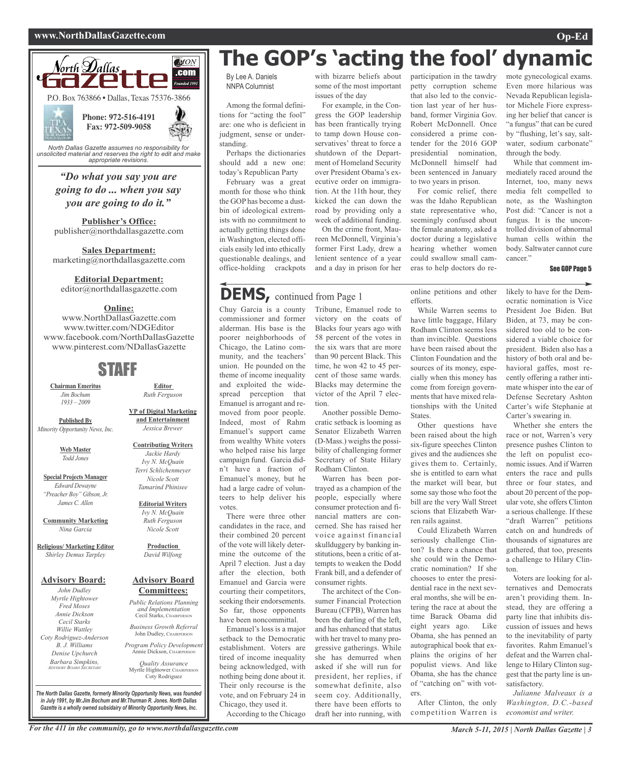# The GOP's 'acting the fool' dynamic

By Lee A. Daniels
NNPA Columnist

Among the formal definitions for "acting the fool" are: one who is deficient in judgment, sense or understanding.

Perhaps the dictionaries should add a new one: today's Republican Party

February was a great month for those who think the GOP has become a dustbin of ideological extremists with no commitment to actually getting things done in Washington, elected officials easily led into ethically questionable dealings, and office-holding crackpots with bizarre beliefs about some of the most important issues of the day

For example, in the Congress the GOP leadership has been frantically trying to tamp down House conservatives' threat to force a shutdown of the Department of Homeland Security over President Obama's executive order on immigration. At the 11th hour, they kicked the can down the road by providing only a week of additional funding.

On the crime front, Maureen McDonnell, Virginia's former First Lady, drew a lenient sentence of a year and a day in prison for her participation in the tawdry petty corruption scheme that also led to the conviction last year of her husband, former Virginia Gov. Robert McDonnell. Once considered a prime contender for the 2016 GOP presidential nomination, McDonnell himself had been sentenced in January to two years in prison.

For comic relief, there was the Idaho Republican state representative who, seemingly confused about the female anatomy, asked a doctor during a legislative hearing whether women could swallow small cameras to help doctors do remote gynecological exams. Even more hilarious was Nevada Republican legislator Michele Fiore expressing her belief that cancer is "a fungus" that can be cured by "flushing, let's say, saltwater, sodium carbonate" through the body.

While that comment immediately raced around the Internet, too, many news media felt compelled to note, as the Washington Post did: "Cancer is not a fungus. It is the uncontrolled division of abnormal human cells within the body. Saltwater cannot cure cancer."

See GOP Page 5

## DEMS, continued from Page 1

Chuy Garcia is a county commissioner and former alderman. His base is the poorer neighborhoods of Chicago, the Latino community, and the teachers' union. He pounded on the theme of income inequality and exploited the widespread perception that Emanuel is arrogant and removed from poor people. Indeed, most of Rahm Emanuel's support came from wealthy White voters who helped raise his large campaign fund. Garcia didn't have a fraction of Emanuel's money, but he had a large cadre of volunteers to help deliver his votes.

There were three other candidates in the race, and their combined 20 percent of the vote will likely determine the outcome of the April 7 election. Just a day after the election, both Emanuel and Garcia were courting their competitors, seeking their endorsements. So far, those opponents have been noncommittal.

Emanuel's loss is a major setback to the Democratic establishment. Voters are tired of income inequality being acknowledged, with nothing being done about it. Their only recourse is the vote, and on February 24 in Chicago, they used it.

According to the Chicago Tribune, Emanuel rode to victory on the coats of Blacks four years ago with 58 percent of the votes in the six wars that are more than 90 percent Black. This time, he won 42 to 45 percent of those same wards. Blacks may determine the victor of the April 7 election.

Another possible Democratic setback is looming as Senator Elizabeth Warren (D-Mass.) weighs the possibility of challenging former Secretary of State Hilary Rodham Clinton.

Warren has been portrayed as a champion of the people, especially where consumer protection and financial matters are concerned. She has raised her voice against financial skullduggery by banking institutions, been a critic of attempts to weaken the Dodd Frank bill, and a defender of consumer rights.

The architect of the Consumer Financial Protection Bureau (CFPB), Warren has been the darling of the left, and has enhanced that status with her travel to many progressive gatherings. While she has demurred when asked if she will run for president, her replies, if somewhat definite, also seem coy. Additionally, there have been efforts to draft her into running, with online petitions and other efforts.

While Warren seems to have little baggage, Hilary Rodham Clinton seems less than invincible. Questions have been raised about the Clinton Foundation and the sources of its money, especially when this money has come from foreign governments that have mixed relationships with the United States.

Other questions have been raised about the high six-figure speeches Clinton gives and the audiences she gives them to. Certainly, she is entitled to earn what the market will bear, but some say those who foot the bill are the very Wall Street scions that Elizabeth Warren rails against.

Could Elizabeth Warren seriously challenge Clinton? Is there a chance that she could win the Democratic nomination? If she chooses to enter the presidential race in the next several months, she will be entering the race at about the time Barack Obama did eight years ago. Like Obama, she has penned an autographical book that explains the origins of her populist views. And like Obama, she has the chance of "catching on" with voters.

After Clinton, the only competition Warren is likely to have for the Democratic nomination is Vice President Joe Biden. But Biden, at 73, may be considered too old to be considered a viable choice for president. Biden also has a history of both oral and behavioral gaffes, most recently offering a rather intimate whisper into the ear of Defense Secretary Ashton Carter's wife Stephanie at Carter's swearing in.

Whether she enters the race or not, Warren's very presence pushes Clinton to the left on populist economic issues. And if Warren enters the race and pulls three or four states, and about 20 percent of the popular vote, she offers Clinton a serious challenge. If these "draft Warren" petitions catch on and hundreds of thousands of signatures are gathered, that too, presents a challenge to Hilary Clinton.

Voters are looking for alternatives and Democrats aren't providing them. Instead, they are offering a party line that inhibits discussion of issues and hews to the inevitability of party favorites. Rahm Emanuel's defeat and the Warren challenge to Hilary Clinton suggest that the party line is unsatisfactory.

*Julianne Malveaux is a Washington, D.C.-based economist and writer.*

---

**North Dallas Gazette**

P.O. Box 763866 • Dallas, Texas 75376-3866

**Phone: 972-516-4191**
**Fax: 972-509-9058**

*North Dallas Gazette assumes no responsibility for unsolicited material and reserves the right to edit and make appropriate revisions.*

***"Do what you say you are going to do ... when you say you are going to do it."***

**Publisher's Office:**
publisher@northdallasgazette.com

**Sales Department:**
marketing@northdallasgazette.com

**Editorial Department:**
editor@northdallasgazette.com

**Online:**
www.NorthDallasGazette.com
www.twitter.com/NDGEditor
www.facebook.com/NorthDallasGazette
www.pinterest.com/NDallasGazette

## STAFF

**Chairman Emeritus**
*Jim Bochum*
*1933 – 2009*

**Published By**
*Minority Opportunity News, Inc.*

**Web Master**
*Todd Jones*

**Special Projects Manager**
*Edward Dewayne "Preacher Boy" Gibson, Jr.*
*James C. Allen*

**Community Marketing**
*Nina Garcia*

**Religious/ Marketing Editor**
*Shirley Demus Tarpley*

**Editor**
*Ruth Ferguson*

**VP of Digital Marketing and Entertainment**
*Jessica Brewer*

**Contributing Writers**
*Jackie Hardy*
*Ivy N. McQuain*
*Terri Schlichenmeyer*
*Nicole Scott*
*Tamarind Phinisee*

**Editorial Writers**
*Ivy N. McQuain*
*Ruth Ferguson*
*Nicole Scott*

**Production**
*David Wilfong*

**Advisory Board:**
*John Dudley*
*Myrtle Hightower*
*Fred Moses*
*Annie Dickson*
*Cecil Starks*
*Willie Wattley*
*Coty Rodriguez-Anderson*
*B. J. Williams*
*Denise Upchurch*
*Barbara Simpkins, Advisory Board Secretary*

**Advisory Board Committees:**
*Public Relations Planning and Implementation*
Cecil Starks, Chairperson
*Business Growth Referral*
John Dudley, Chairperson
*Program Policy Development*
Annie Dickson, Chairperson
*Quality Assurance*
Myrtle Hightower, Chairperson
Coty Rodriguez

*The North Dallas Gazette, formerly Minority Opportunity News, was founded in July 1991, by Mr.Jim Bochum and Mr.Thurman R. Jones. North Dallas Gazette is a wholly owned subsidairy of Minority Opportunity News, Inc.*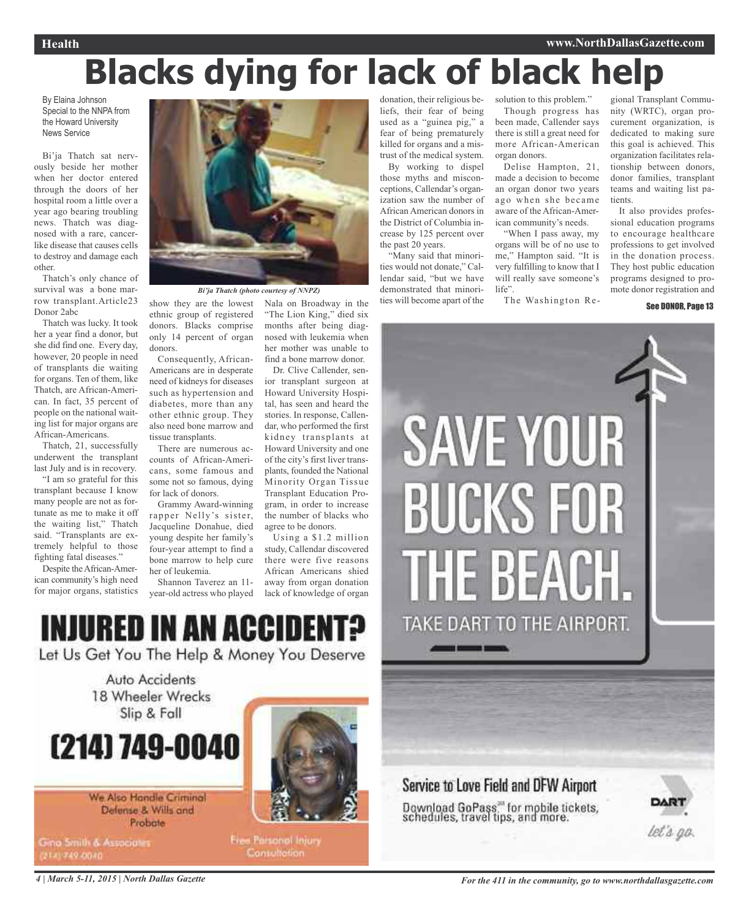# Blacks dying for lack of black help

By Elaina Johnson
Special to the NNPA from the Howard University News Service

Bi'ja Thatch sat nervously beside her mother when her doctor entered through the doors of her hospital room a little over a year ago bearing troubling news. Thatch was diagnosed with a rare, cancer-like disease that causes cells to destroy and damage each other.

Thatch's only chance of survival was a bone marrow transplant.Article23 Donor 2abc

Thatch was lucky. It took her a year find a donor, but she did find one. Every day, however, 20 people in need of transplants die waiting for organs. Ten of them, like Thatch, are African-American. In fact, 35 percent of people on the national waiting list for major organs are African-Americans.

Thatch, 21, successfully underwent the transplant last July and is in recovery.

"I am so grateful for this transplant because I know many people are not as fortunate as me to make it off the waiting list," Thatch said. "Transplants are extremely helpful to those fighting fatal diseases."

Despite the African-American community's high need for major organs, statistics show they are the lowest ethnic group of registered donors. Blacks comprise only 14 percent of organ donors.

*Bi'ja Thatch (photo courtesy of NNPZ)*

Consequently, African-Americans are in desperate need of kidneys for diseases such as hypertension and diabetes, more than any other ethnic group. They also need bone marrow and tissue transplants.

There are numerous accounts of African-Americans, some famous and some not so famous, dying for lack of donors.

Grammy Award-winning rapper Nelly's sister, Jacqueline Donahue, died young despite her family's four-year attempt to find a bone marrow to help cure her of leukemia.

Shannon Taverez an 11-year-old actress who played Nala on Broadway in the "The Lion King," died six months after being diagnosed with leukemia when her mother was unable to find a bone marrow donor.

Dr. Clive Callender, senior transplant surgeon at Howard University Hospital, has seen and heard the stories. In response, Callendar, who performed the first kidney transplants at Howard University and one of the city's first liver transplants, founded the National Minority Organ Tissue Transplant Education Program, in order to increase the number of blacks who agree to be donors.

Using a $1.2 million study, Callendar discovered there were five reasons African Americans shied away from organ donation lack of knowledge of organ donation, their religious beliefs, their fear of being used as a "guinea pig," a fear of being prematurely killed for organs and a mistrust of the medical system.

By working to dispel those myths and misconceptions, Callendar's organization saw the number of African American donors in the District of Columbia increase by 125 percent over the past 20 years.

"Many said that minorities would not donate," Callendar said, "but we have demonstrated that minorities will become apart of the solution to this problem."

Though progress has been made, Callender says there is still a great need for more African-American organ donors.

Delise Hampton, 21, made a decision to become an organ donor two years ago when she became aware of the African-American community's needs.

"When I pass away, my organs will be of no use to me," Hampton said. "It is very fulfilling to know that I will really save someone's life".

The Washington Regional Transplant Community (WRTC), organ procurement organization, is dedicated to making sure this goal is achieved. This organization facilitates relationship between donors, donor families, transplant teams and waiting list patients.

It also provides professional education programs to encourage healthcare professions to get involved in the donation process. They host public education programs designed to promote donor registration and

See DONOR, Page 13

**INJURED IN AN ACCIDENT?**
Let Us Get You The Help & Money You Deserve

Auto Accidents
18 Wheeler Wrecks
Slip & Fall

**(214) 749-0040**

We Also Handle Criminal Defense & Wills and Probate

Gina Smith & Associates
(214) 749-0040

Free Personal Injury Consultation

**SAVE YOUR BUCKS FOR THE BEACH.**
TAKE DART TO THE AIRPORT.

Service to Love Field and DFW Airport
Download GoPass℠ for mobile tickets, schedules, travel tips, and more.

DART
let's go.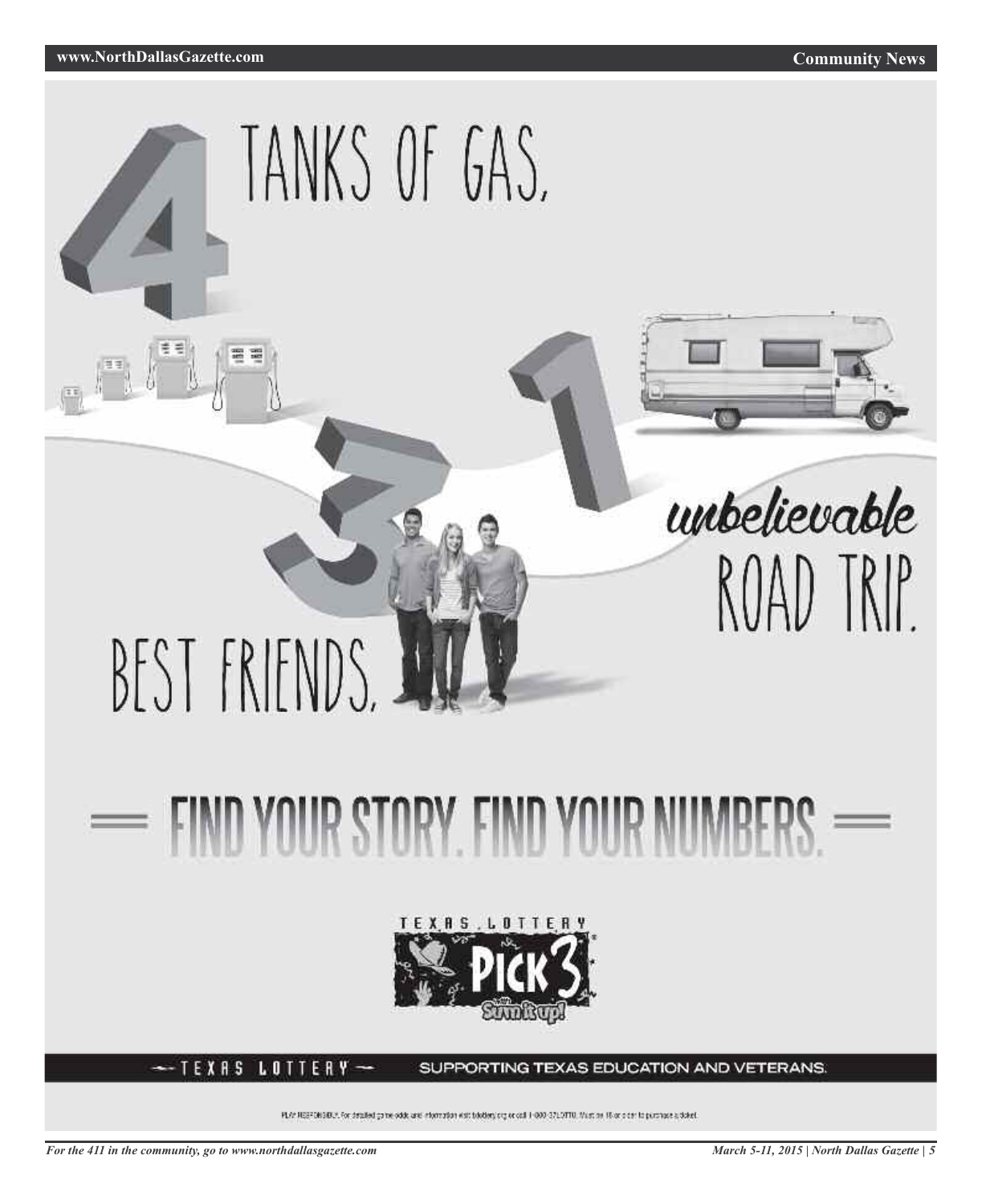4 TANKS OF GAS,

3 BEST FRIENDS,

1 *unbelievable* ROAD TRIP.

# FIND YOUR STORY. FIND YOUR NUMBERS.

TEXAS LOTTERY PICK 3 Sum it up!

TEXAS LOTTERY — SUPPORTING TEXAS EDUCATION AND VETERANS.

PLAY RESPONSIBLY. For detailed game odds and information visit txlottery.org or call 1-800-37LOTTO. Must be 18 or older to purchase a ticket.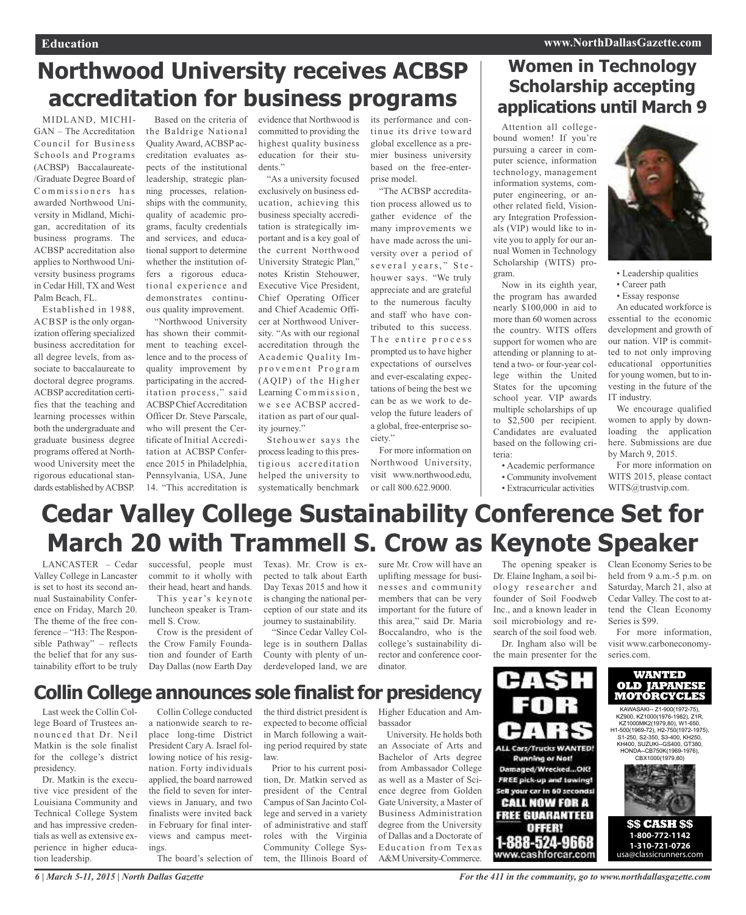# Northwood University receives ACBSP accreditation for business programs

MIDLAND, MICHIGAN – The Accreditation Council for Business Schools and Programs (ACBSP) Baccalaureate-/Graduate Degree Board of Commissioners has awarded Northwood University in Midland, Michigan, accreditation of its business programs. The ACBSP accreditation also applies to Northwood University business programs in Cedar Hill, TX and West Palm Beach, FL.

Established in 1988, ACBSP is the only organization offering specialized business accreditation for all degree levels, from associate to baccalaureate to doctoral degree programs. ACBSP accreditation certifies that the teaching and learning processes within both the undergraduate and graduate business degree programs offered at Northwood University meet the rigorous educational standards established by ACBSP.

Based on the criteria of the Baldrige National Quality Award, ACBSP accreditation evaluates aspects of the institutional leadership, strategic planning processes, relationships with the community, quality of academic programs, faculty credentials and services, and educational support to determine whether the institution offers a rigorous educational experience and demonstrates continuous quality improvement.

"Northwood University has shown their commitment to teaching excellence and to the process of quality improvement by participating in the accreditation process," said ACBSP Chief Accreditation Officer Dr. Steve Parscale, who will present the Certificate of Initial Accreditation at ACBSP Conference 2015 in Philadelphia, Pennsylvania, USA, June 14. "This accreditation is evidence that Northwood is committed to providing the highest quality business education for their students."

"As a university focused exclusively on business education, achieving this business specialty accreditation is strategically important and is a key goal of the current Northwood University Strategic Plan," notes Kristin Stehouwer, Executive Vice President, Chief Operating Officer and Chief Academic Officer at Northwood University. "As with our regional accreditation through the Academic Quality Improvement Program (AQIP) of the Higher Learning Commission, we see ACBSP accreditation as part of our quality journey."

Stehouwer says the process leading to this prestigious accreditation helped the university to systematically benchmark its performance and continue its drive toward global excellence as a premier business university based on the free-enterprise model.

"The ACBSP accreditation process allowed us to gather evidence of the many improvements we have made across the university over a period of several years," Stehouwer says. "We truly appreciate and are grateful to the numerous faculty and staff who have contributed to this success. The entire process prompted us to have higher expectations of ourselves and ever-escalating expectations of being the best we can be as we work to develop the future leaders of a global, free-enterprise society."

For more information on Northwood University, visit www.northwood.edu, or call 800.622.9000.

# Women in Technology Scholarship accepting applications until March 9

Attention all college-bound women! If you're pursuing a career in computer science, information technology, management information systems, computer engineering, or another related field, Visionary Integration Professionals (VIP) would like to invite you to apply for our annual Women in Technology Scholarship (WITS) program.

Now in its eighth year, the program has awarded nearly $100,000 in aid to more than 60 women across the country. WITS offers support for women who are attending or planning to attend a two- or four-year college within the United States for the upcoming school year. VIP awards multiple scholarships of up to $2,500 per recipient. Candidates are evaluated based on the following criteria:

- Academic performance
- Community involvement
- Extracurricular activities
- Leadership qualities
- Career path
- Essay response

An educated workforce is essential to the economic development and growth of our nation. VIP is committed to not only improving educational opportunities for young women, but to investing in the future of the IT industry.

We encourage qualified women to apply by downloading the application here. Submissions are due by March 9, 2015.

For more information on WITS 2015, please contact WITS@trustvip.com.

# Cedar Valley College Sustainability Conference Set for March 20 with Trammell S. Crow as Keynote Speaker

LANCASTER – Cedar Valley College in Lancaster is set to host its second annual Sustainability Conference on Friday, March 20. The theme of the free conference – "H3: The Responsible Pathway" – reflects the belief that for any sustainability effort to be truly successful, people must commit to it wholly with their head, heart and hands.

This year's keynote luncheon speaker is Trammell S. Crow.

Crow is the president of the Crow Family Foundation and founder of Earth Day Dallas (now Earth Day Texas). Mr. Crow is expected to talk about Earth Day Texas 2015 and how it is changing the national perception of our state and its journey to sustainability.

"Since Cedar Valley College is in southern Dallas County with plenty of underdeveloped land, we are sure Mr. Crow will have an uplifting message for businesses and community members that can be very important for the future of this area," said Dr. Maria Boccalandro, who is the college's sustainability director and conference coordinator.

The opening speaker is Dr. Elaine Ingham, a soil biology researcher and founder of Soil Foodweb Inc., and a known leader in soil microbiology and research of the soil food web.

Dr. Ingham also will be the main presenter for the Clean Economy Series to be held from 9 a.m.-5 p.m. on Saturday, March 21, also at Cedar Valley. The cost to attend the Clean Economy Series is $99.

For more information, visit www.carboneconomyseries.com.

# Collin College announces sole finalist for presidency

Last week the Collin College Board of Trustees announced that Dr. Neil Matkin is the sole finalist for the college's district presidency.

Dr. Matkin is the executive vice president of the Louisiana Community and Technical College System and has impressive credentials as well as extensive experience in higher education leadership.

Collin College conducted a nationwide search to replace long-time District President Cary A. Israel following notice of his resignation. Forty individuals applied, the board narrowed the field to seven for interviews in January, and two finalists were invited back in February for final interviews and campus meetings.

The board's selection of the third district president is expected to become official in March following a waiting period required by state law.

Prior to his current position, Dr. Matkin served as president of the Central Campus of San Jacinto College and served in a variety of administrative and staff roles with the Virginia Community College System, the Illinois Board of Higher Education and Ambassador University. He holds both an Associate of Arts and Bachelor of Arts degree from Ambassador College as well as a Master of Science degree from Golden Gate University, a Master of Business Administration degree from the University of Dallas and a Doctorate of Education from Texas A&M University-Commerce.

**CASH FOR CARS**

ALL Cars/Trucks WANTED! Running or Not! Damaged/Wrecked...OK! FREE pick-up and towing! Sell your car in 60 seconds! CALL NOW FOR A FREE GUARANTEED OFFER! 1-888-524-9668 www.cashforcar.com

**WANTED OLD JAPANESE MOTORCYCLES**

KAWASAKI-- Z1-900(1972-75), KZ900, KZ1000(1976-1982), Z1R, KZ1000MK2(1979,80), W1-650, H1-500(1969-72), H2-750(1972-1975), S1-250, S2-350, S3-400, KH250, KH400, SUZUKI--GS400, GT380, HONDA--CB750K(1969-1976), CBX1000(1979,80)

$$ CASH $$ 1-800-772-1142 1-310-721-0726 usa@classicrunners.com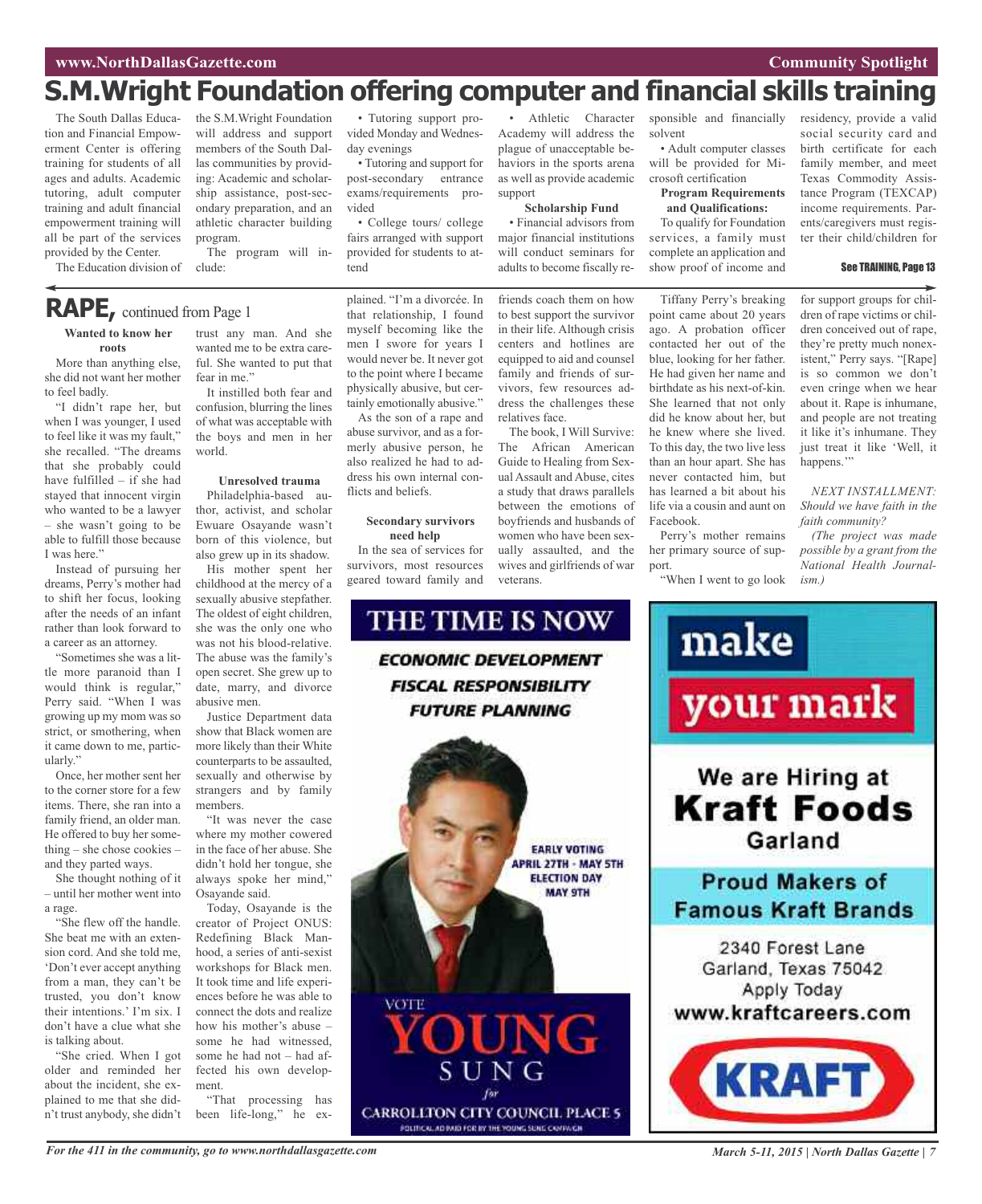# S.M.Wright Foundation offering computer and financial skills training

The South Dallas Education and Financial Empowerment Center is offering training for students of all ages and adults. Academic tutoring, adult computer training and adult financial empowerment training will all be part of the services provided by the Center.

The Education division of the S.M.Wright Foundation will address and support members of the South Dallas communities by providing: Academic and scholarship assistance, post-secondary preparation, and an athletic character building program.

The program will include:

- Tutoring support provided Monday and Wednesday evenings
- Tutoring and support for post-secondary entrance exams/requirements provided
- College tours/ college fairs arranged with support provided for students to attend
- Athletic Character Academy will address the plague of unacceptable behaviors in the sports arena as well as provide academic support

**Scholarship Fund**

- Financial advisors from major financial institutions will conduct seminars for adults to become fiscally responsible and financially solvent
- Adult computer classes will be provided for Microsoft certification

**Program Requirements and Qualifications:**

To qualify for Foundation services, a family must complete an application and show proof of income and residency, provide a valid social security card and birth certificate for each family member, and meet Texas Commodity Assistance Program (TEXCAP) income requirements. Parents/caregivers must register their child/children for

See TRAINING, Page 13

## RAPE, continued from Page 1

**Wanted to know her roots**

More than anything else, she did not want her mother to feel badly.

"I didn't rape her, but when I was younger, I used to feel like it was my fault," she recalled. "The dreams that she probably could have fulfilled – if she had stayed that innocent virgin who wanted to be a lawyer – she wasn't going to be able to fulfill those because I was here."

Instead of pursuing her dreams, Perry's mother had to shift her focus, looking after the needs of an infant rather than look forward to a career as an attorney.

"Sometimes she was a little more paranoid than I would think is regular," Perry said. "When I was growing up my mom was so strict, or smothering, when it came down to me, particularly."

Once, her mother sent her to the corner store for a few items. There, she ran into a family friend, an older man. He offered to buy her something – she chose cookies – and they parted ways.

She thought nothing of it – until her mother went into a rage.

"She flew off the handle. She beat me with an extension cord. And she told me, 'Don't ever accept anything from a man, they can't be trusted, you don't know their intentions.' I'm six. I don't have a clue what she is talking about.

"She cried. When I got older and reminded her about the incident, she explained to me that she didn't trust anybody, she didn't trust any man. And she wanted me to be extra careful. She wanted to put that fear in me."

It instilled both fear and confusion, blurring the lines of what was acceptable with the boys and men in her world.

**Unresolved trauma**

Philadelphia-based author, activist, and scholar Ewuare Osayande wasn't born of this violence, but also grew up in its shadow.

His mother spent her childhood at the mercy of a sexually abusive stepfather. The oldest of eight children, she was the only one who was not his blood-relative. The abuse was the family's open secret. She grew up to date, marry, and divorce abusive men.

Justice Department data show that Black women are more likely than their White counterparts to be assaulted, sexually and otherwise by strangers and by family members.

"It was never the case where my mother cowered in the face of her abuse. She didn't hold her tongue, she always spoke her mind," Osayande said.

Today, Osayande is the creator of Project ONUS: Redefining Black Manhood, a series of anti-sexist workshops for Black men. It took time and life experiences before he was able to connect the dots and realize how his mother's abuse – some he had witnessed, some he had not – had affected his own development.

"That processing has been life-long," he explained. "I'm a divorcée. In that relationship, I found myself becoming like the men I swore for years I would never be. It never got to the point where I became physically abusive, but certainly emotionally abusive."

As the son of a rape and abuse survivor, and as a formerly abusive person, he also realized he had to address his own internal conflicts and beliefs.

**Secondary survivors need help**

In the sea of services for survivors, most resources geared toward family and friends coach them on how to best support the survivor in their life. Although crisis centers and hotlines are equipped to aid and counsel family and friends of survivors, few resources address the challenges these relatives face.

The book, I Will Survive: The African American Guide to Healing from Sexual Assault and Abuse, cites a study that draws parallels between the emotions of boyfriends and husbands of women who have been sexually assaulted, and the wives and girlfriends of war veterans.

Tiffany Perry's breaking point came about 20 years ago. A probation officer contacted her out of the blue, looking for her father. He had given her name and birthdate as his next-of-kin. She learned that not only did he know about her, but he knew where she lived. To this day, the two live less than an hour apart. She has never contacted him, but has learned a bit about his life via a cousin and aunt on Facebook.

Perry's mother remains her primary source of support.

"When I went to go look for support groups for children of rape victims or children conceived out of rape, they're pretty much nonexistent," Perry says. "[Rape] is so common we don't even cringe when we hear about it. Rape is inhumane, and people are not treating it like it's inhumane. They just treat it like 'Well, it happens.'"

*NEXT INSTALLMENT: Should we have faith in the faith community?*

*(The project was made possible by a grant from the National Health Journalism.)*

THE TIME IS NOW

ECONOMIC DEVELOPMENT
FISCAL RESPONSIBILITY
FUTURE PLANNING

EARLY VOTING APRIL 27TH - MAY 5TH
ELECTION DAY MAY 9TH

VOTE YOUNG SUNG for CARROLLTON CITY COUNCIL PLACE 5

POLITICAL AD PAID FOR BY THE YOUNG SUNG CAMPAIGN

make your mark

We are Hiring at Kraft Foods Garland

Proud Makers of Famous Kraft Brands

2340 Forest Lane
Garland, Texas 75042
Apply Today
www.kraftcareers.com

KRAFT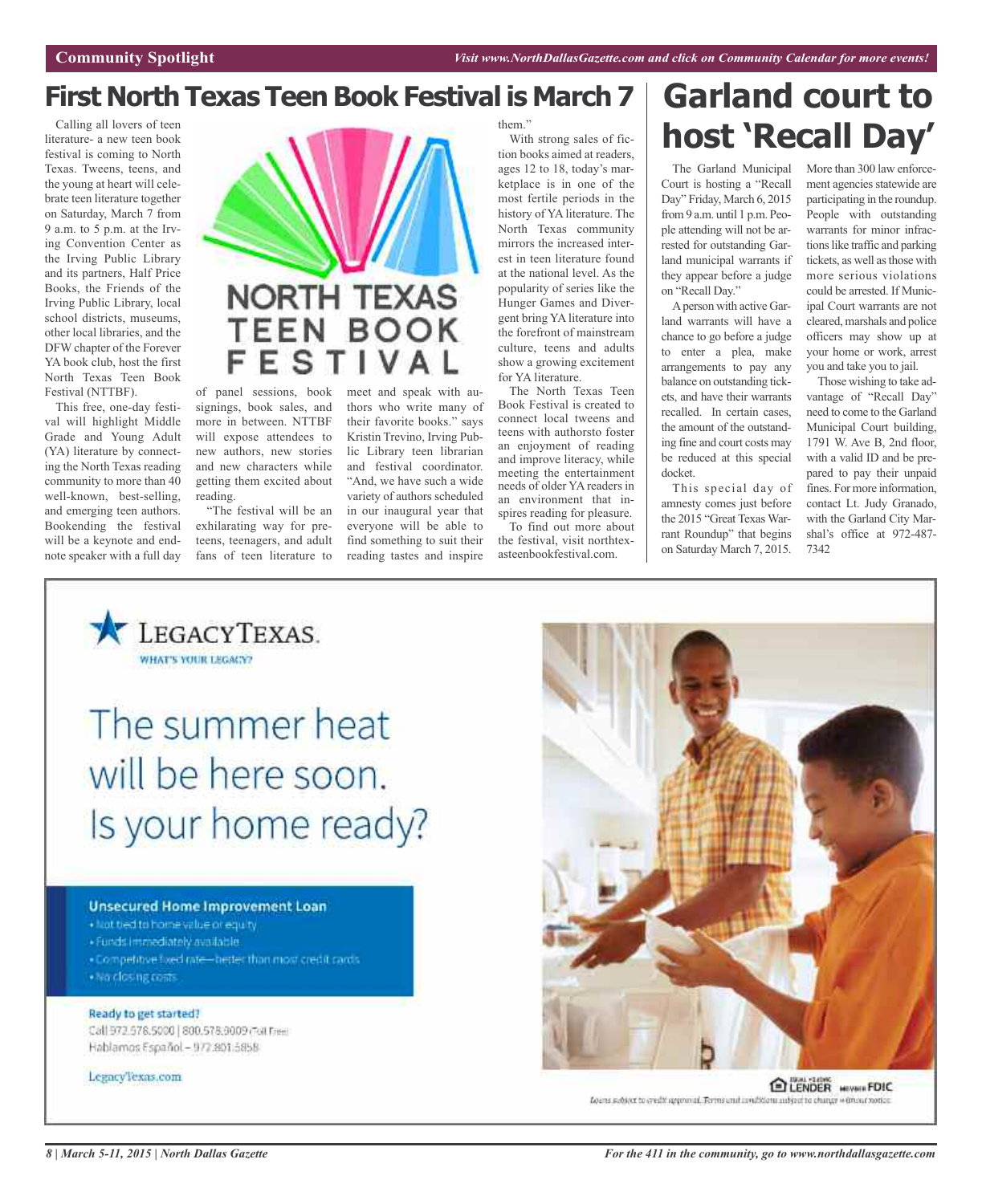Community Spotlight

*Visit www.NorthDallasGazette.com and click on Community Calendar for more events!*

# First North Texas Teen Book Festival is March 7

Calling all lovers of teen literature- a new teen book festival is coming to North Texas. Tweens, teens, and the young at heart will celebrate teen literature together on Saturday, March 7 from 9 a.m. to 5 p.m. at the Irving Convention Center as the Irving Public Library and its partners, Half Price Books, the Friends of the Irving Public Library, local school districts, museums, other local libraries, and the DFW chapter of the Forever YA book club, host the first North Texas Teen Book Festival (NTTBF).

This free, one-day festival will highlight Middle Grade and Young Adult (YA) literature by connecting the North Texas reading community to more than 40 well-known, best-selling, and emerging teen authors. Bookending the festival will be a keynote and endnote speaker with a full day of panel sessions, book signings, book sales, and more in between. NTTBF will expose attendees to new authors, new stories and new characters while getting them excited about reading.

"The festival will be an exhilarating way for preteens, teenagers, and adult fans of teen literature to meet and speak with authors who write many of their favorite books." says Kristin Trevino, Irving Public Library teen librarian and festival coordinator. "And, we have such a wide variety of authors scheduled in our inaugural year that everyone will be able to find something to suit their reading tastes and inspire them."

With strong sales of fiction books aimed at readers, ages 12 to 18, today's marketplace is in one of the most fertile periods in the history of YA literature. The North Texas community mirrors the increased interest in teen literature found at the national level. As the popularity of series like the Hunger Games and Divergent bring YA literature into the forefront of mainstream culture, teens and adults show a growing excitement for YA literature.

The North Texas Teen Book Festival is created to connect local tweens and teens with authorsto foster an enjoyment of reading and improve literacy, while meeting the entertainment needs of older YA readers in an environment that inspires reading for pleasure.

To find out more about the festival, visit northtexasteenbookfestival.com.

# Garland court to host 'Recall Day'

The Garland Municipal Court is hosting a "Recall Day" Friday, March 6, 2015 from 9 a.m. until 1 p.m. People attending will not be arrested for outstanding Garland municipal warrants if they appear before a judge on "Recall Day."

A person with active Garland warrants will have a chance to go before a judge to enter a plea, make arrangements to pay any balance on outstanding tickets, and have their warrants recalled. In certain cases, the amount of the outstanding fine and court costs may be reduced at this special docket.

This special day of amnesty comes just before the 2015 "Great Texas Warrant Roundup" that begins on Saturday March 7, 2015. More than 300 law enforcement agencies statewide are participating in the roundup. People with outstanding warrants for minor infractions like traffic and parking tickets, as well as those with more serious violations could be arrested. If Municipal Court warrants are not cleared, marshals and police officers may show up at your home or work, arrest you and take you to jail.

Those wishing to take advantage of "Recall Day" need to come to the Garland Municipal Court building, 1791 W. Ave B, 2nd floor, with a valid ID and be prepared to pay their unpaid fines. For more information, contact Lt. Judy Granado, with the Garland City Marshal's office at 972-487-7342

---

LegacyTexas. WHAT'S YOUR LEGACY?

The summer heat will be here soon. Is your home ready?

**Unsecured Home Improvement Loan**

- Not tied to home value or equity
- Funds immediately available
- Competitive fixed rate—better than most credit cards
- No closing costs

**Ready to get started?**

Call 972.578.5000 | 800.578.9009 (Toll Free)
Hablamos Español – 972.801.5858

LegacyTexas.com

EQUAL HOUSING LENDER MEMBER FDIC

Loans subject to credit approval. Terms and conditions subject to change without notice.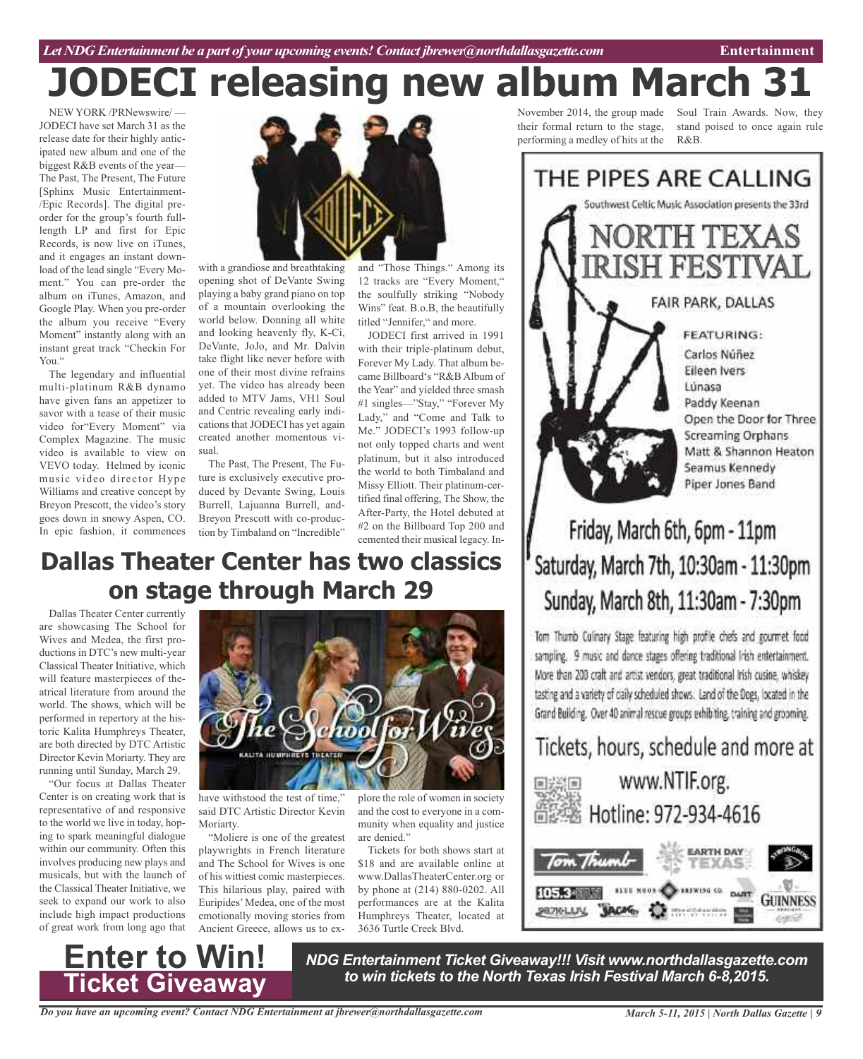# JODECI releasing new album March 31

NEW YORK /PRNewswire/ — JODECI have set March 31 as the release date for their highly anticipated new album and one of the biggest R&B events of the year—The Past, The Present, The Future [Sphinx Music Entertainment-/Epic Records]. The digital preorder for the group's fourth full-length LP and first for Epic Records, is now live on iTunes, and it engages an instant download of the lead single "Every Moment." You can pre-order the album on iTunes, Amazon, and Google Play. When you pre-order the album you receive "Every Moment" instantly along with an instant great track "Checkin For You."

The legendary and influential multi-platinum R&B dynamo have given fans an appetizer to savor with a tease of their music video for"Every Moment" via Complex Magazine. The music video is available to view on VEVO today. Helmed by iconic music video director Hype Williams and creative concept by Breyon Prescott, the video's story goes down in snowy Aspen, CO. In epic fashion, it commences with a grandiose and breathtaking opening shot of DeVante Swing playing a baby grand piano on top of a mountain overlooking the world below. Donning all white and looking heavenly fly, K-Ci, DeVante, JoJo, and Mr. Dalvin take flight like never before with one of their most divine refrains yet. The video has already been added to MTV Jams, VH1 Soul and Centric revealing early indications that JODECI has yet again created another momentous visual.

The Past, The Present, The Future is exclusively executive produced by Devante Swing, Louis Burrell, Lajuanna Burrell, and Breyon Prescott with co-production by Timbaland on "Incredible" and "Those Things." Among its 12 tracks are "Every Moment," the soulfully striking "Nobody Wins" feat. B.o.B, the beautifully titled "Jennifer," and more.

JODECI first arrived in 1991 with their triple-platinum debut, Forever My Lady. That album became Billboard's "R&B Album of the Year" and yielded three smash #1 singles—"Stay," "Forever My Lady," and "Come and Talk to Me." JODECI's 1993 follow-up not only topped charts and went platinum, but it also introduced the world to both Timbaland and Missy Elliott. Their platinum-certified final offering, The Show, the After-Party, the Hotel debuted at #2 on the Billboard Top 200 and cemented their musical legacy. In November 2014, the group made their formal return to the stage, performing a medley of hits at the Soul Train Awards. Now, they stand poised to once again rule R&B.

# Dallas Theater Center has two classics on stage through March 29

Dallas Theater Center currently are showcasing The School for Wives and Medea, the first productions in DTC's new multi-year Classical Theater Initiative, which will feature masterpieces of theatrical literature from around the world. The shows, which will be performed in repertory at the historic Kalita Humphreys Theater, are both directed by DTC Artistic Director Kevin Moriarty. They are running until Sunday, March 29.

"Our focus at Dallas Theater Center is on creating work that is representative of and responsive to the world we live in today, hoping to spark meaningful dialogue within our community. Often this involves producing new plays and musicals, but with the launch of the Classical Theater Initiative, we seek to expand our work to also include high impact productions of great work from long ago that have withstood the test of time," said DTC Artistic Director Kevin Moriarty.

"Moliere is one of the greatest playwrights in French literature and The School for Wives is one of his wittiest comic masterpieces. This hilarious play, paired with Euripides' Medea, one of the most emotionally moving stories from Ancient Greece, allows us to explore the role of women in society and the cost to everyone in a community when equality and justice are denied."

Tickets for both shows start at $18 and are available online at www.DallasTheaterCenter.org or by phone at (214) 880-0202. All performances are at the Kalita Humphreys Theater, located at 3636 Turtle Creek Blvd.

## THE PIPES ARE CALLING

Southwest Celtic Music Association presents the 33rd

**NORTH TEXAS IRISH FESTIVAL**

FAIR PARK, DALLAS

FEATURING:

- Carlos Núñez
- Eileen Ivers
- Lúnasa
- Paddy Keenan
- Open the Door for Three
- Screaming Orphans
- Matt & Shannon Heaton
- Seamus Kennedy
- Piper Jones Band

Friday, March 6th, 6pm - 11pm
Saturday, March 7th, 10:30am - 11:30pm
Sunday, March 8th, 11:30am - 7:30pm

Tom Thumb Culinary Stage featuring high profile chefs and gourmet food sampling. 9 music and dance stages offering traditional Irish entertainment. More than 200 craft and artist vendors, great traditional Irish cusine, whiskey tasting and a variety of daily scheduled shows. Land of the Dogs, located in the Grand Building. Over 40 animal rescue groups exhibiting, training and grooming.

Tickets, hours, schedule and more at www.NTIF.org.
Hotline: 972-934-4616

## Enter to Win! Ticket Giveaway

***NDG Entertainment Ticket Giveaway!!! Visit www.northdallasgazette.com to win tickets to the North Texas Irish Festival March 6-8,2015.***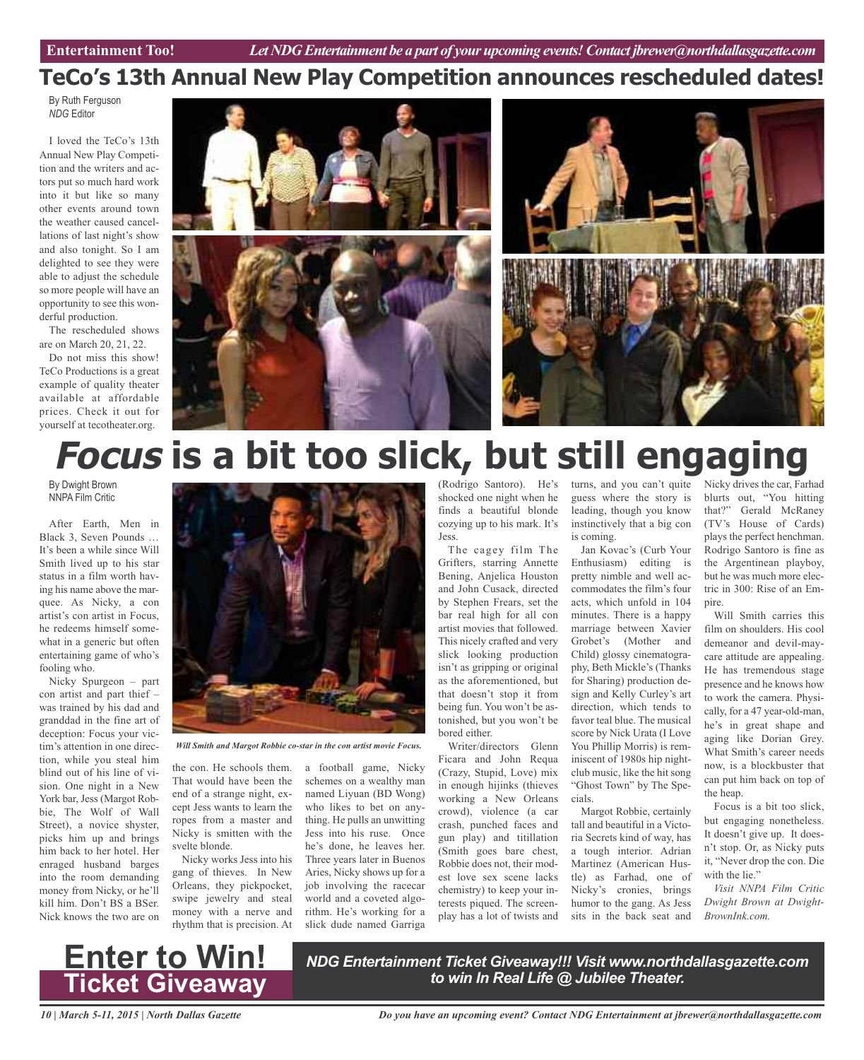Entertainment Too! *Let NDG Entertainment be a part of your upcoming events! Contact jbrewer@northdallasgazette.com*

# TeCo's 13th Annual New Play Competition announces rescheduled dates!

By Ruth Ferguson
*NDG* Editor

I loved the TeCo's 13th Annual New Play Competition and the writers and actors put so much hard work into it but like so many other events around town the weather caused cancellations of last night's show and also tonight. So I am delighted to see they were able to adjust the schedule so more people will have an opportunity to see this wonderful production.

The rescheduled shows are on March 20, 21, 22.

Do not miss this show! TeCo Productions is a great example of quality theater available at affordable prices. Check it out for yourself at tecotheater.org.

# *Focus* is a bit too slick, but still engaging

By Dwight Brown
NNPA Film Critic

After Earth, Men in Black 3, Seven Pounds … It's been a while since Will Smith lived up to his star status in a film worth having his name above the marquee. As Nicky, a con artist's con artist in Focus, he redeems himself somewhat in a generic but often entertaining game of who's fooling who.

Nicky Spurgeon – part con artist and part thief – was trained by his dad and granddad in the fine art of deception: Focus your victim's attention in one direction, while you steal him blind out of his line of vision. One night in a New York bar, Jess (Margot Robbie, The Wolf of Wall Street), a novice shyster, picks him up and brings him back to her hotel. Her enraged husband barges into the room demanding money from Nicky, or he'll kill him. Don't BS a BSer. Nick knows the two are on the con. He schools them. That would have been the end of a strange night, except Jess wants to learn the ropes from a master and Nicky is smitten with the svelte blonde.

*Will Smith and Margot Robbie co-star in the con artist movie Focus.*

Nicky works Jess into his gang of thieves. In New Orleans, they pickpocket, swipe jewelry and steal money with a nerve and rhythm that is precision. At a football game, Nicky schemes on a wealthy man named Liyuan (BD Wong) who likes to bet on anything. He pulls an unwitting Jess into his ruse. Once he's done, he leaves her. Three years later in Buenos Aries, Nicky shows up for a job involving the racecar world and a coveted algorithm. He's working for a slick dude named Garriga (Rodrigo Santoro). He's shocked one night when he finds a beautiful blonde cozying up to his mark. It's Jess.

The cagey film The Grifters, starring Annette Bening, Anjelica Houston and John Cusack, directed by Stephen Frears, set the bar real high for all con artist movies that followed. This nicely crafted and very slick looking production isn't as gripping or original as the aforementioned, but that doesn't stop it from being fun. You won't be astonished, but you won't be bored either.

Writer/directors Glenn Ficara and John Requa (Crazy, Stupid, Love) mix in enough hijinks (thieves working a New Orleans crowd), violence (a car crash, punched faces and gun play) and titillation (Smith goes bare chest, Robbie does not, their modest love sex scene lacks chemistry) to keep your interests piqued. The screenplay has a lot of twists and turns, and you can't quite guess where the story is leading, though you know instinctively that a big con is coming.

Jan Kovac's (Curb Your Enthusiasm) editing is pretty nimble and well accommodates the film's four acts, which unfold in 104 minutes. There is a happy marriage between Xavier Grobet's (Mother and Child) glossy cinematography, Beth Mickle's (Thanks for Sharing) production design and Kelly Curley's art direction, which tends to favor teal blue. The musical score by Nick Urata (I Love You Phillip Morris) is reminiscent of 1980s hip nightclub music, like the hit song "Ghost Town" by The Specials.

Margot Robbie, certainly tall and beautiful in a Victoria Secrets kind of way, has a tough interior. Adrian Martinez (American Hustle) as Farhad, one of Nicky's cronies, brings humor to the gang. As Jess sits in the back seat and Nicky drives the car, Farhad blurts out, "You hitting that?" Gerald McRaney (TV's House of Cards) plays the perfect henchman. Rodrigo Santoro is fine as the Argentinean playboy, but he was much more electric in 300: Rise of an Empire.

Will Smith carries this film on shoulders. His cool demeanor and devil-may-care attitude are appealing. He has tremendous stage presence and he knows how to work the camera. Physically, for a 47 year-old-man, he's in great shape and aging like Dorian Grey. What Smith's career needs now, is a blockbuster that can put him back on top of the heap.

Focus is a bit too slick, but engaging nonetheless. It doesn't give up. It doesn't stop. Or, as Nicky puts it, "Never drop the con. Die with the lie."

*Visit NNPA Film Critic Dwight Brown at DwightBrownInk.com.*

## Enter to Win! Ticket Giveaway

***NDG Entertainment Ticket Giveaway!!! Visit www.northdallasgazette.com to win In Real Life @ Jubilee Theater.***

*Do you have an upcoming event? Contact NDG Entertainment at jbrewer@northdallasgazette.com*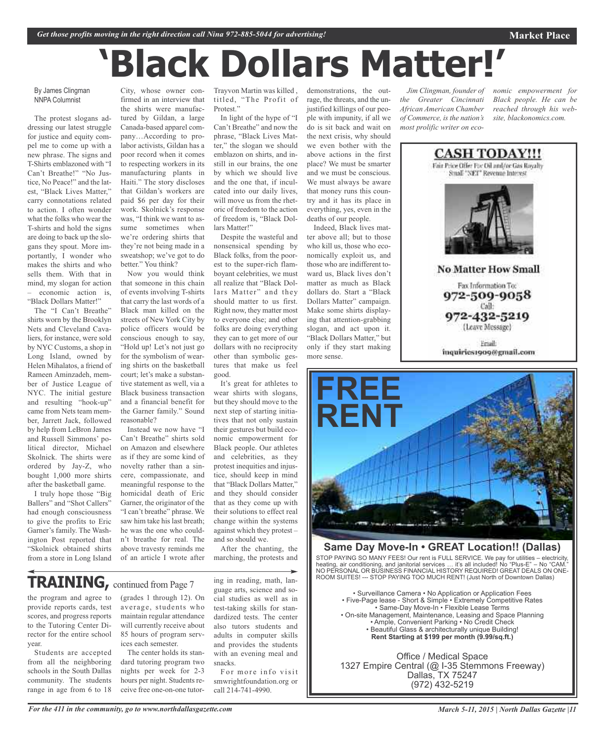# 'Black Dollars Matter!'

By James Clingman
NNPA Columnist

The protest slogans addressing our latest struggle for justice and equity compel me to come up with a new phrase. The signs and T-Shirts emblazoned with "I Can't Breathe!" "No Justice, No Peace!" and the latest, "Black Lives Matter," carry connotations related to action. I often wonder what the folks who wear the T-shirts and hold the signs are doing to back up the slogans they spout. More importantly, I wonder who makes the shirts and who sells them. With that in mind, my slogan for action – economic action is, "Black Dollars Matter!"

The "I Can't Breathe" shirts worn by the Brooklyn Nets and Cleveland Cavaliers, for instance, were sold by NYC Customs, a shop in Long Island, owned by Helen Mihalatos, a friend of Rameen Aminzadeh, member of Justice League of NYC. The initial gesture and resulting "hook-up" came from Nets team member, Jarrett Jack, followed by help from LeBron James and Russell Simmons' political director, Michael Skolnick. The shirts were ordered by Jay-Z, who bought 1,000 more shirts after the basketball game.

I truly hope those "Big Ballers" and "Shot Callers" had enough consciousness to give the profits to Eric Garner's family. The Washington Post reported that "Skolnick obtained shirts from a store in Long Island City, whose owner confirmed in an interview that the shirts were manufactured by Gildan, a large Canada-based apparel company…According to pro-labor activists, Gildan has a poor record when it comes to respecting workers in its manufacturing plants in Haiti." The story discloses that Gildan's workers are paid $6 per day for their work. Skolnick's response was, "I think we want to assume sometimes when we're ordering shirts that they're not being made in a sweatshop; we've got to do better." You think?

Now you would think that someone in this chain of events involving T-shirts that carry the last words of a Black man killed on the streets of New York City by police officers would be conscious enough to say, "Hold up! Let's not just go for the symbolism of wearing shirts on the basketball court; let's make a substantive statement as well, via a Black business transaction and a financial benefit for the Garner family." Sound reasonable?

Instead we now have "I Can't Breathe" shirts sold on Amazon and elsewhere as if they are some kind of novelty rather than a sincere, compassionate, and meaningful response to the homicidal death of Eric Garner, the originator of the "I can't breathe" phrase. We saw him take his last breath; he was the one who couldn't breathe for real. The above travesty reminds me of an article I wrote after Trayvon Martin was killed, titled, "The Profit of Protest."

In light of the hype of "I Can't Breathe" and now the phrase, "Black Lives Matter," the slogan we should emblazon on shirts, and instill in our brains, the one by which we should live and the one that, if inculcated into our daily lives, will move us from the rhetoric of freedom to the action of freedom is, "Black Dollars Matter!"

Despite the wasteful and nonsensical spending by Black folks, from the poorest to the super-rich flamboyant celebrities, we must all realize that "Black Dollars Matter" and they should matter to us first. Right now, they matter most to everyone else; and other folks are doing everything they can to get more of our dollars with no reciprocity other than symbolic gestures that make us feel good.

It's great for athletes to wear shirts with slogans, but they should move to the next step of starting initiatives that not only sustain their gestures but build economic empowerment for Black people. Our athletes and celebrities, as they protest inequities and injustice, should keep in mind that "Black Dollars Matter," and they should consider that as they come up with their solutions to effect real change within the systems against which they protest – and so should we.

After the chanting, the marching, the protests and demonstrations, the outrage, the threats, and the unjustified killings of our people with impunity, if all we do is sit back and wait on the next crisis, why should we even bother with the above actions in the first place? We must be smarter and we must be conscious. We must always be aware that money runs this country and it has its place in everything, yes, even in the deaths of our people.

Indeed, Black lives matter above all; but to those who kill us, those who economically exploit us, and those who are indifferent toward us, Black lives don't matter as much as Black dollars do. Start a "Black Dollars Matter" campaign. Make some shirts displaying that attention-grabbing slogan, and act upon it. "Black Dollars Matter," but only if they start making more sense.

*Jim Clingman, founder of the Greater Cincinnati African American Chamber of Commerce, is the nation's most prolific writer on economic empowerment for Black people. He can be reached through his website, blackonomics.com.*

## TRAINING, continued from Page 7

the program and agree to provide reports cards, test scores, and progress reports to the Tutoring Center Director for the entire school year.

Students are accepted from all the neighboring schools in the South Dallas community. The students range in age from 6 to 18 (grades 1 through 12). On average, students who maintain regular attendance will currently receive about 85 hours of program services each semester.

The center holds its standard tutoring program two nights per week for 2-3 hours per night. Students receive free one-on-one tutoring in reading, math, language arts, science and social studies as well as in test-taking skills for standardized tests. The center also tutors students and adults in computer skills and provides the students with an evening meal and snacks.

For more info visit smwrightfoundation.org or call 214-741-4990.

**CASH TODAY!!!**

Fair Price Offer For Oil and/or Gas Royalty
Small "NET" Revenue Interest

**No Matter How Small**

Fax Information To:
972-509-9058
Call:
972-432-5219
(Leave Message)

Email:
inquiries1909@gmail.com

**FREE RENT**

**Same Day Move-In • GREAT Location!! (Dallas)**

STOP PAYING SO MANY FEES! Our rent is FULL SERVICE. We pay for utilities – electricity, heating, air conditioning, and janitorial services … it's all included! No "Plus-E" – No "CAM." NO PERSONAL OR BUSINESS FINANCIAL HISTORY REQUIRED! GREAT DEALS ON ONE-ROOM SUITES! --- STOP PAYING TOO MUCH RENT! (Just North of Downtown Dallas)

• Surveillance Camera • No Application or Application Fees
• Five-Page lease - Short & Simple • Extremely Competitive Rates
• Same-Day Move-In • Flexible Lease Terms
• On-site Management, Maintenance, Leasing and Space Planning
• Ample, Convenient Parking • No Credit Check
• Beautiful Glass & architecturally unique Building!
**Rent Starting at $199 per month (9.99/sq.ft.)**

Office / Medical Space
1327 Empire Central (@ I-35 Stemmons Freeway)
Dallas, TX 75247
(972) 432-5219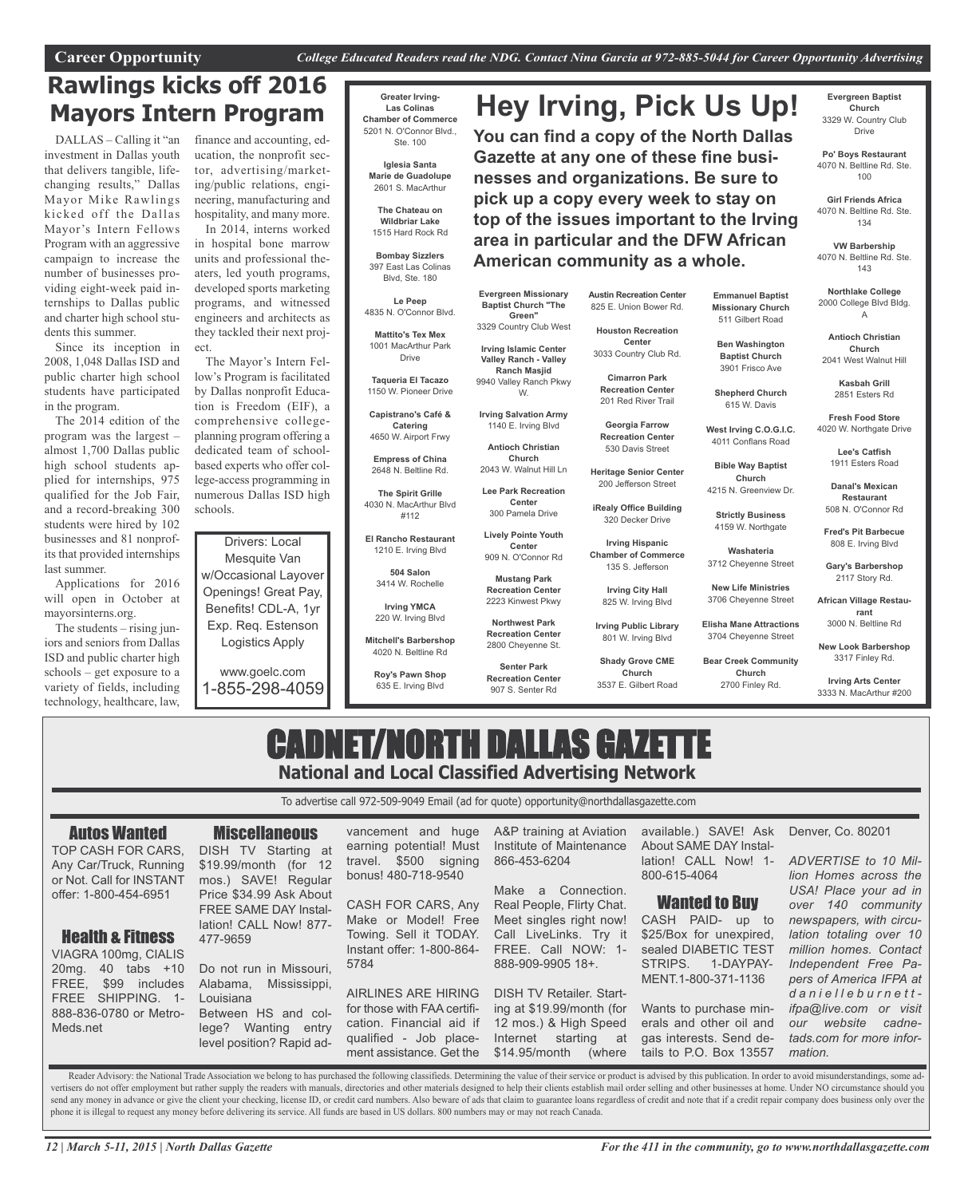Career Opportunity *College Educated Readers read the NDG. Contact Nina Garcia at 972-885-5044 for Career Opportunity Advertising*

# Rawlings kicks off 2016 Mayors Intern Program

DALLAS – Calling it "an investment in Dallas youth that delivers tangible, life-changing results," Dallas Mayor Mike Rawlings kicked off the Dallas Mayor's Intern Fellows Program with an aggressive campaign to increase the number of businesses providing eight-week paid internships to Dallas public and charter high school students this summer.

Since its inception in 2008, 1,048 Dallas ISD and public charter high school students have participated in the program.

The 2014 edition of the program was the largest – almost 1,700 Dallas public high school students applied for internships, 975 qualified for the Job Fair, and a record-breaking 300 students were hired by 102 businesses and 81 nonprofits that provided internships last summer.

Applications for 2016 will open in October at mayorsinterns.org.

The students – rising juniors and seniors from Dallas ISD and public charter high schools – get exposure to a variety of fields, including technology, healthcare, law, finance and accounting, education, the nonprofit sector, advertising/marketing/public relations, engineering, manufacturing and hospitality, and many more.

In 2014, interns worked in hospital bone marrow units and professional theaters, led youth programs, developed sports marketing programs, and witnessed engineers and architects as they tackled their next project.

The Mayor's Intern Fellow's Program is facilitated by Dallas nonprofit Education is Freedom (EIF), a comprehensive college-planning program offering a dedicated team of school-based experts who offer college-access programming in numerous Dallas ISD high schools.

Drivers: Local Mesquite Van w/Occasional Layover Openings! Great Pay, Benefits! CDL-A, 1yr Exp. Req. Estenson Logistics Apply

www.goelc.com
1-855-298-4059

# Hey Irving, Pick Us Up!

**You can find a copy of the North Dallas Gazette at any one of these fine businesses and organizations. Be sure to pick up a copy every week to stay on top of the issues important to the Irving area in particular and the DFW African American community as a whole.**

**Greater Irving-Las Colinas Chamber of Commerce**
5201 N. O'Connor Blvd., Ste. 100

**Iglesia Santa Marie de Guadolupe**
2601 S. MacArthur

**The Chateau on Wildbriar Lake**
1515 Hard Rock Rd

**Bombay Sizzlers**
397 East Las Colinas Blvd, Ste. 180

**Le Peep**
4835 N. O'Connor Blvd.

**Mattito's Tex Mex**
1001 MacArthur Park Drive

**Taqueria El Tacazo**
1150 W. Pioneer Drive

**Capistrano's Café & Catering**
4650 W. Airport Frwy

**Empress of China**
2648 N. Beltline Rd.

**The Spirit Grille**
4030 N. MacArthur Blvd #112

**El Rancho Restaurant**
1210 E. Irving Blvd

**504 Salon**
3414 W. Rochelle

**Irving YMCA**
220 W. Irving Blvd

**Mitchell's Barbershop**
4020 N. Beltline Rd

**Roy's Pawn Shop**
635 E. Irving Blvd

**Evergreen Missionary Baptist Church "The Green"**
3329 Country Club West

**Irving Islamic Center Valley Ranch - Valley Ranch Masjid**
9940 Valley Ranch Pkwy W.

**Irving Salvation Army**
1140 E. Irving Blvd

**Antioch Christian Church**
2043 W. Walnut Hill Ln

**Lee Park Recreation Center**
300 Pamela Drive

**Lively Pointe Youth Center**
909 N. O'Connor Rd

**Mustang Park Recreation Center**
2223 Kinwest Pkwy

**Northwest Park Recreation Center**
2800 Cheyenne St.

**Senter Park Recreation Center**
907 S. Senter Rd

**Austin Recreation Center**
825 E. Union Bower Rd.

**Houston Recreation Center**
3033 Country Club Rd.

**Cimarron Park Recreation Center**
201 Red River Trail

**Georgia Farrow Recreation Center**
530 Davis Street

**Heritage Senior Center**
200 Jefferson Street

**iRealy Office Building**
320 Decker Drive

**Irving Hispanic Chamber of Commerce**
135 S. Jefferson

**Irving City Hall**
825 W. Irving Blvd

**Irving Public Library**
801 W. Irving Blvd

**Shady Grove CME Church**
3537 E. Gilbert Road

**Emmanuel Baptist Missionary Church**
511 Gilbert Road

**Ben Washington Baptist Church**
3901 Frisco Ave

**Shepherd Church**
615 W. Davis

**West Irving C.O.G.I.C.**
4011 Conflans Road

**Bible Way Baptist Church**
4215 N. Greenview Dr.

**Strictly Business**
4159 W. Northgate

**Washateria**
3712 Cheyenne Street

**New Life Ministries**
3706 Cheyenne Street

**Elisha Mane Attractions**
3704 Cheyenne Street

**Bear Creek Community Church**
2700 Finley Rd.

**Evergreen Baptist Church**
3329 W. Country Club Drive

**Po' Boys Restaurant**
4070 N. Beltline Rd. Ste. 100

**Girl Friends Africa**
4070 N. Beltline Rd. Ste. 134

**VW Barbership**
4070 N. Beltline Rd. Ste. 143

**Northlake College**
2000 College Blvd Bldg. A

**Antioch Christian Church**
2041 West Walnut Hill

**Kasbah Grill**
2851 Esters Rd

**Fresh Food Store**
4020 W. Northgate Drive

**Lee's Catfish**
1911 Esters Road

**Danal's Mexican Restaurant**
508 N. O'Connor Rd

**Fred's Pit Barbecue**
808 E. Irving Blvd

**Gary's Barbershop**
2117 Story Rd.

**African Village Restaurant**
3000 N. Beltline Rd

**New Look Barbershop**
3317 Finley Rd.

**Irving Arts Center**
3333 N. MacArthur #200

# CADNET/NORTH DALLAS GAZETTE

**National and Local Classified Advertising Network**

To advertise call 972-509-9049 Email (ad for quote) opportunity@northdallasgazette.com

## Autos Wanted

TOP CASH FOR CARS, Any Car/Truck, Running or Not. Call for INSTANT offer: 1-800-454-6951

## Health & Fitness

VIAGRA 100mg, CIALIS 20mg. 40 tabs +10 FREE, $99 includes FREE SHIPPING. 1-888-836-0780 or Metro-Meds.net

## Miscellaneous

DISH TV Starting at $19.99/month (for 12 mos.) SAVE! Regular Price $34.99 Ask About FREE SAME DAY Installation! CALL Now! 877-477-9659

Do not run in Missouri, Alabama, Mississippi, Louisiana
Between HS and college? Wanting entry level position? Rapid advancement and huge earning potential! Must travel. $500 signing bonus! 480-718-9540

CASH FOR CARS, Any Make or Model! Free Towing. Sell it TODAY. Instant offer: 1-800-864-5784

AIRLINES ARE HIRING for those with FAA certification. Financial aid if qualified - Job placement assistance. Get the A&P training at Aviation Institute of Maintenance 866-453-6204

Make a Connection. Real People, Flirty Chat. Meet singles right now! Call LiveLinks. Try it FREE. Call NOW: 1-888-909-9905 18+.

DISH TV Retailer. Starting at $19.99/month (for 12 mos.) & High Speed Internet starting at $14.95/month (where available.) SAVE! Ask About SAME DAY Installation! CALL Now! 1-800-615-4064

## Wanted to Buy

CASH PAID- up to $25/Box for unexpired, sealed DIABETIC TEST STRIPS. 1-DAYPAYMENT.1-800-371-1136

Wants to purchase minerals and other oil and gas interests. Send details to P.O. Box 13557 Denver, Co. 80201

*ADVERTISE to 10 Million Homes across the USA! Place your ad in over 140 community newspapers, with circulation totaling over 10 million homes. Contact Independent Free Papers of America IFPA at danielleburnett-ifpa@live.com or visit our website cadnetads.com for more information.*

Reader Advisory: the National Trade Association we belong to has purchased the following classifieds. Determining the value of their service or product is advised by this publication. In order to avoid misunderstandings, some advertisers do not offer employment but rather supply the readers with manuals, directories and other materials designed to help their clients establish mail order selling and other businesses at home. Under NO circumstance should you send any money in advance or give the client your checking, license ID, or credit card numbers. Also beware of ads that claim to guarantee loans regardless of credit and note that if a credit repair company does business only over the phone it is illegal to request any money before delivering its service. All funds are based in US dollars. 800 numbers may or may not reach Canada.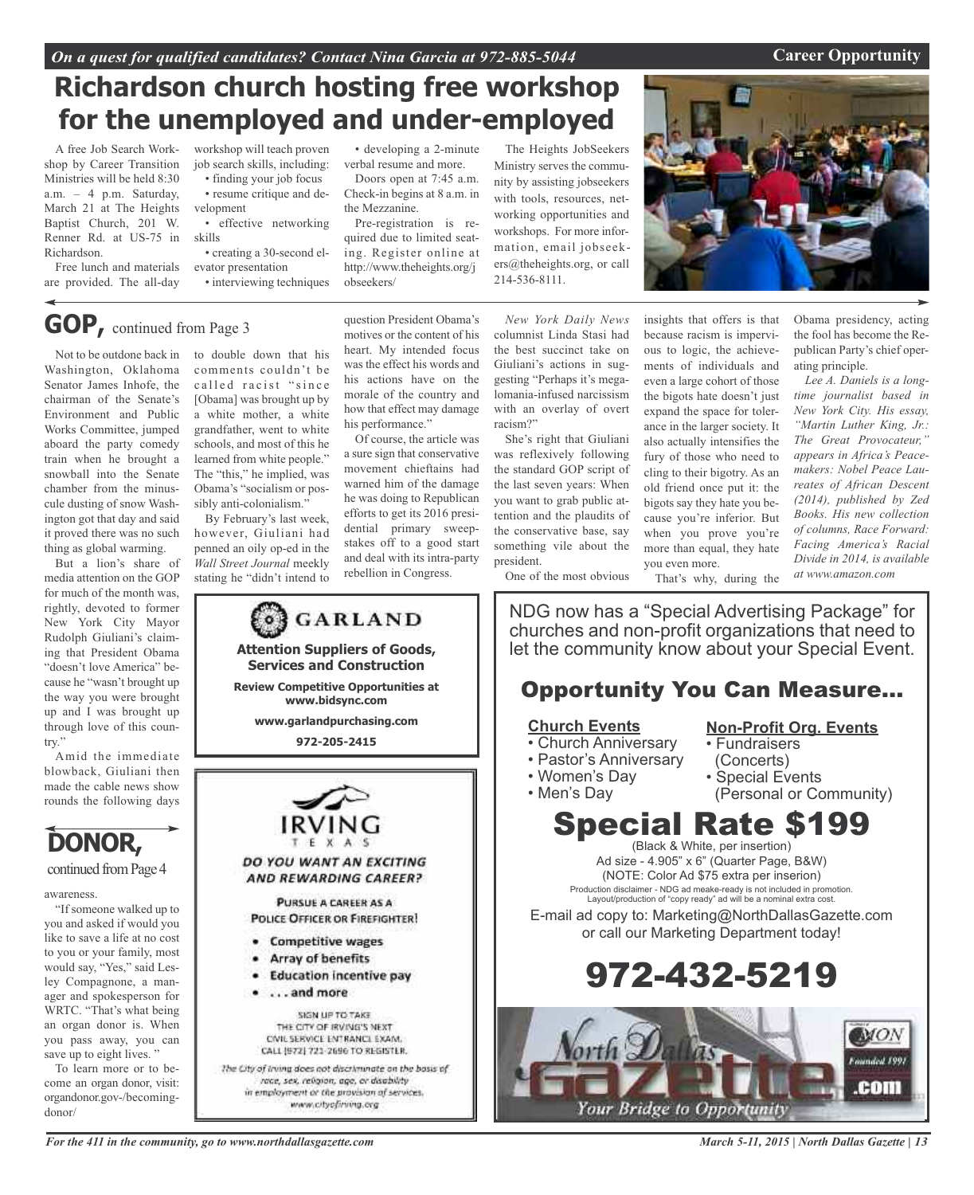# Richardson church hosting free workshop for the unemployed and under-employed

A free Job Search Workshop by Career Transition Ministries will be held 8:30 a.m. – 4 p.m. Saturday, March 21 at The Heights Baptist Church, 201 W. Renner Rd. at US-75 in Richardson.

Free lunch and materials are provided. The all-day workshop will teach proven job search skills, including:

- finding your job focus
- resume critique and development
- effective networking skills
- creating a 30-second elevator presentation
- interviewing techniques
- developing a 2-minute verbal resume and more.

Doors open at 7:45 a.m. Check-in begins at 8 a.m. in the Mezzanine.

Pre-registration is required due to limited seating. Register online at http://www.theheights.org/jobseekers/

The Heights JobSeekers Ministry serves the community by assisting jobseekers with tools, resources, networking opportunities and workshops. For more information, email jobseekers@theheights.org, or call 214-536-8111.

## GOP, continued from Page 3

Not to be outdone back in Washington, Oklahoma Senator James Inhofe, the chairman of the Senate's Environment and Public Works Committee, jumped aboard the party comedy train when he brought a snowball into the Senate chamber from the minuscule dusting of snow Washington got that day and said it proved there was no such thing as global warming.

But a lion's share of media attention on the GOP for much of the month was, rightly, devoted to former New York City Mayor Rudolph Giuliani's claiming that President Obama "doesn't love America" because he "wasn't brought up the way you were brought up and I was brought up through love of this country."

Amid the immediate blowback, Giuliani then made the cable news show rounds the following days to double down that his comments couldn't be called racist "since [Obama] was brought up by a white mother, a white grandfather, went to white schools, and most of this he learned from white people." The "this," he implied, was Obama's "socialism or possibly anti-colonialism."

By February's last week, however, Giuliani had penned an oily op-ed in the *Wall Street Journal* meekly stating he "didn't intend to question President Obama's motives or the content of his heart. My intended focus was the effect his words and his actions have on the morale of the country and how that effect may damage his performance."

Of course, the article was a sure sign that conservative movement chieftains had warned him of the damage he was doing to Republican efforts to get its 2016 presidential primary sweepstakes off to a good start and deal with its intra-party rebellion in Congress.

*New York Daily News* columnist Linda Stasi had the best succinct take on Giuliani's actions in suggesting "Perhaps it's megalomania-infused narcissism with an overlay of overt racism?"

She's right that Giuliani was reflexively following the standard GOP script of the last seven years: When you want to grab public attention and the plaudits of the conservative base, say something vile about the president.

One of the most obvious insights that offers is that because racism is impervious to logic, the achievements of individuals and even a large cohort of those the bigots hate doesn't just expand the space for tolerance in the larger society. It also actually intensifies the fury of those who need to cling to their bigotry. As an old friend once put it: the bigots say they hate you because you're inferior. But when you prove you're more than equal, they hate you even more.

That's why, during the Obama presidency, acting the fool has become the Republican Party's chief operating principle.

*Lee A. Daniels is a long-time journalist based in New York City. His essay, "Martin Luther King, Jr.: The Great Provocateur," appears in Africa's Peacemakers: Nobel Peace Laureates of African Descent (2014), published by Zed Books. His new collection of columns, Race Forward: Facing America's Racial Divide in 2014, is available at www.amazon.com*

## DONOR, continued from Page 4

awareness.

"If someone walked up to you and asked if would you like to save a life at no cost to you or your family, most would say, "Yes," said Lesley Compagnone, a manager and spokesperson for WRTC. "That's what being an organ donor is. When you pass away, you can save up to eight lives. "

To learn more or to become an organ donor, visit: organdonor.gov-/becoming-donor/

---

**GARLAND**

**Attention Suppliers of Goods, Services and Construction**

**Review Competitive Opportunities at www.bidsync.com**

**www.garlandpurchasing.com**

**972-205-2415**

---

**IRVING TEXAS**

***DO YOU WANT AN EXCITING AND REWARDING CAREER?***

**PURSUE A CAREER AS A POLICE OFFICER OR FIREFIGHTER!**

- **Competitive wages**
- **Array of benefits**
- **Education incentive pay**
- **. . . and more**

SIGN UP TO TAKE THE CITY OF IRVING'S NEXT CIVIL SERVICE ENTRANCE EXAM. CALL (972) 721-2696 TO REGISTER.

*The City of Irving does not discriminate on the basis of race, sex, religion, age, or disability in employment or the provision of services. www.cityofirving.org*

---

NDG now has a "Special Advertising Package" for churches and non-profit organizations that need to let the community know about your Special Event.

## Opportunity You Can Measure...

**Church Events**
- Church Anniversary
- Pastor's Anniversary
- Women's Day
- Men's Day

**Non-Profit Org. Events**
- Fundraisers (Concerts)
- Special Events (Personal or Community)

# Special Rate $199

(Black & White, per insertion)
Ad size - 4.905" x 6" (Quarter Page, B&W)
(NOTE: Color Ad $75 extra per inserion)
Production disclaimer - NDG ad meake-ready is not included in promotion. Layout/production of "copy ready" ad will be a nominal extra cost.

E-mail ad copy to: Marketing@NorthDallasGazette.com or call our Marketing Department today!

# 972-432-5219

North Dallas Gazette.com — Your Bridge to Opportunity — Founded 1991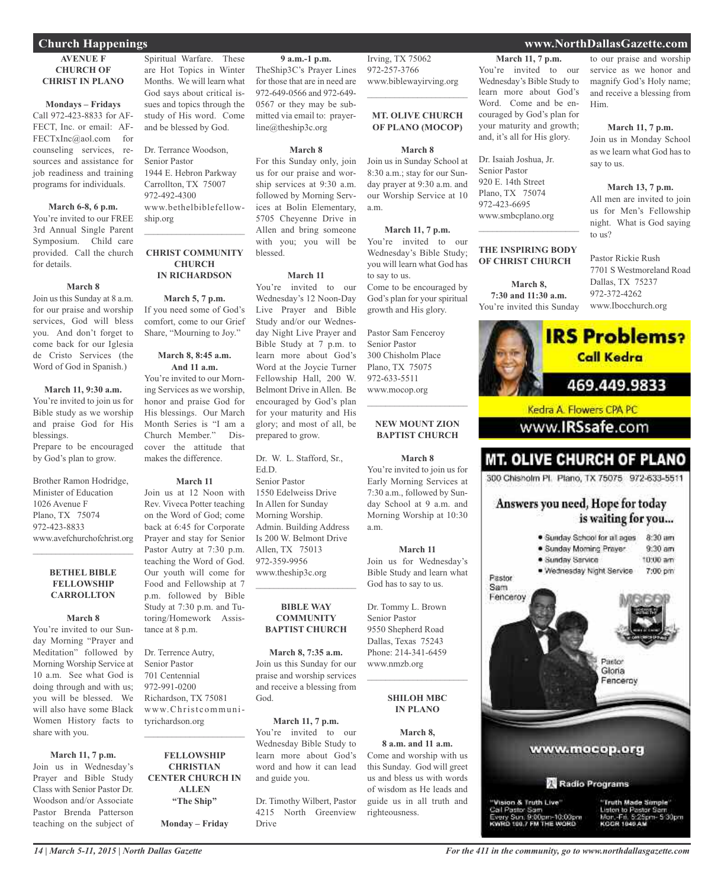## Church Happenings

### AVENUE F CHURCH OF CHRIST IN PLANO

**Mondays – Fridays**
Call 972-423-8833 for AFFECT, Inc. or email: AFFECTxInc@aol.com for counseling services, resources and assistance for job readiness and training programs for individuals.

**March 6-8, 6 p.m.**
You're invited to our FREE 3rd Annual Single Parent Symposium. Child care provided. Call the church for details.

**March 8**
Join us this Sunday at 8 a.m. for our praise and worship services, God will bless you. And don't forget to come back for our Iglesia de Cristo Services (the Word of God in Spanish.)

**March 11, 9:30 a.m.**
You're invited to join us for Bible study as we worship and praise God for His blessings.
Prepare to be encouraged by God's plan to grow.

Brother Ramon Hodridge, Minister of Education
1026 Avenue F
Plano, TX 75074
972-423-8833
www.avefchurchofchrist.org

---

### BETHEL BIBLE FELLOWSHIP CARROLLTON

**March 8**
You're invited to our Sunday Morning "Prayer and Meditation" followed by Morning Worship Service at 10 a.m. See what God is doing through and with us; you will be blessed. We will also have some Black Women History facts to share with you.

**March 11, 7 p.m.**
Join us in Wednesday's Prayer and Bible Study Class with Senior Pastor Dr. Woodson and/or Associate Pastor Brenda Patterson teaching on the subject of Spiritual Warfare. These are Hot Topics in Winter Months. We will learn what God says about critical issues and topics through the study of His word. Come and be blessed by God.

Dr. Terrance Woodson, Senior Pastor
1944 E. Hebron Parkway
Carrollton, TX 75007
972-492-4300
www.bethelbiblefellowship.org

---

### CHRIST COMMUNITY CHURCH IN RICHARDSON

**March 5, 7 p.m.**
If you need some of God's comfort, come to our Grief Share, "Mourning to Joy."

**March 8, 8:45 a.m. And 11 a.m.**
You're invited to our Morning Services as we worship, honor and praise God for His blessings. Our March Month Series is "I am a Church Member." Discover the attitude that makes the difference.

**March 11**
Join us at 12 Noon with Rev. Viveca Potter teaching on the Word of God; come back at 6:45 for Corporate Prayer and stay for Senior Pastor Autry at 7:30 p.m. teaching the Word of God. Our youth will come for Food and Fellowship at 7 p.m. followed by Bible Study at 7:30 p.m. and Tutoring/Homework Assistance at 8 p.m.

Dr. Terrence Autry, Senior Pastor
701 Centennial
972-991-0200
Richardson, TX 75081
www.Christcommunityrichardson.org

---

### FELLOWSHIP CHRISTIAN CENTER CHURCH IN ALLEN "The Ship"

**Monday – Friday**
**9 a.m.-1 p.m.**
TheShip3C's Prayer Lines for those that are in need are 972-649-0566 and 972-649-0567 or they may be submitted via email to: prayerline@theship3c.org

**March 8**
For this Sunday only, join us for our praise and worship services at 9:30 a.m. followed by Morning Services at Bolin Elementary, 5705 Cheyenne Drive in Allen and bring someone with you; you will be blessed.

**March 11**
You're invited to our Wednesday's 12 Noon-Day Live Prayer and Bible Study and/or our Wednesday Night Live Prayer and Bible Study at 7 p.m. to learn more about God's Word at the Joycie Turner Fellowship Hall, 200 W. Belmont Drive in Allen. Be encouraged by God's plan for your maturity and His glory; and most of all, be prepared to grow.

Dr. W. L. Stafford, Sr., Ed.D.
Senior Pastor
1550 Edelweiss Drive
In Allen for Sunday Morning Worship.
Admin. Building Address Is 200 W. Belmont Drive
Allen, TX 75013
972-359-9956
www.theship3c.org

---

### BIBLE WAY COMMUNITY BAPTIST CHURCH

**March 8, 7:35 a.m.**
Join us this Sunday for our praise and worship services and receive a blessing from God.

**March 11, 7 p.m.**
You're invited to our Wednesday Bible Study to learn more about God's word and how it can lead and guide you.

Dr. Timothy Wilbert, Pastor
4215 North Greenview Drive
Irving, TX 75062
972-257-3766
www.biblewayirving.org

---

### MT. OLIVE CHURCH OF PLANO (MOCOP)

**March 8**
Join us in Sunday School at 8:30 a.m.; stay for our Sunday prayer at 9:30 a.m. and our Worship Service at 10 a.m.

**March 11, 7 p.m.**
You're invited to our Wednesday's Bible Study; you will learn what God has to say to us.
Come to be encouraged by God's plan for your spiritual growth and His glory.

Pastor Sam Fenceroy
Senior Pastor
300 Chisholm Place
Plano, TX 75075
972-633-5511
www.mocop.org

---

### NEW MOUNT ZION BAPTIST CHURCH

**March 8**
You're invited to join us for Early Morning Services at 7:30 a.m., followed by Sunday School at 9 a.m. and Morning Worship at 10:30 a.m.

**March 11**
Join us for Wednesday's Bible Study and learn what God has to say to us.

Dr. Tommy L. Brown
Senior Pastor
9550 Shepherd Road
Dallas, Texas 75243
Phone: 214-341-6459
www.nmzb.org

---

### SHILOH MBC IN PLANO

**March 8, 8 a.m. and 11 a.m.**
Come and worship with us this Sunday. God will greet us and bless us with words of wisdom as He leads and guide us in all truth and righteousness.

**March 11, 7 p.m.**
You're invited to our Wednesday's Bible Study to learn more about God's Word. Come and be encouraged by God's plan for your maturity and growth; and, it's all for His glory.

Dr. Isaiah Joshua, Jr.
Senior Pastor
920 E. 14th Street
Plano, TX 75074
972-423-6695
www.smbcplano.org

---

### THE INSPIRING BODY OF CHRIST CHURCH

**March 8, 7:30 and 11:30 a.m.**
You're invited this Sunday to our praise and worship service as we honor and magnify God's Holy name; and receive a blessing from Him.

**March 11, 7 p.m.**
Join us in Monday School as we learn what God has to say to us.

**March 13, 7 p.m.**
All men are invited to join us for Men's Fellowship night. What is God saying to us?

Pastor Rickie Rush
7701 S Westmoreland Road
Dallas, TX 75237
972-372-4262
www.Ibocchurch.org

---

**IRS Problems? Call Kedra**
469.449.9833
Kedra A. Flowers CPA PC
www.IRSsafe.com

---

**MT. OLIVE CHURCH OF PLANO**
300 Chisholm Pl. Plano, TX 75075 972-633-5511

Answers you need, Hope for today is waiting for you...

- Sunday School for all ages 8:30 am
- Sunday Morning Prayer 9:30 am
- Sunday Service 10:00 am
- Wednesday Night Service 7:00 pm

Pastor Sam Fenceroy
Pastor Gloria Fenceroy

www.mocop.org

Radio Programs

"Vision & Truth Live"
Call Pastor Sam
Every Sun. 9:00pm-10:00pm
KWRD 100.7 FM THE WORD

"Truth Made Simple"
Listen to Pastor Sam
Mon.-Fri. 5:25pm- 5:30pm
KGGR 1040 AM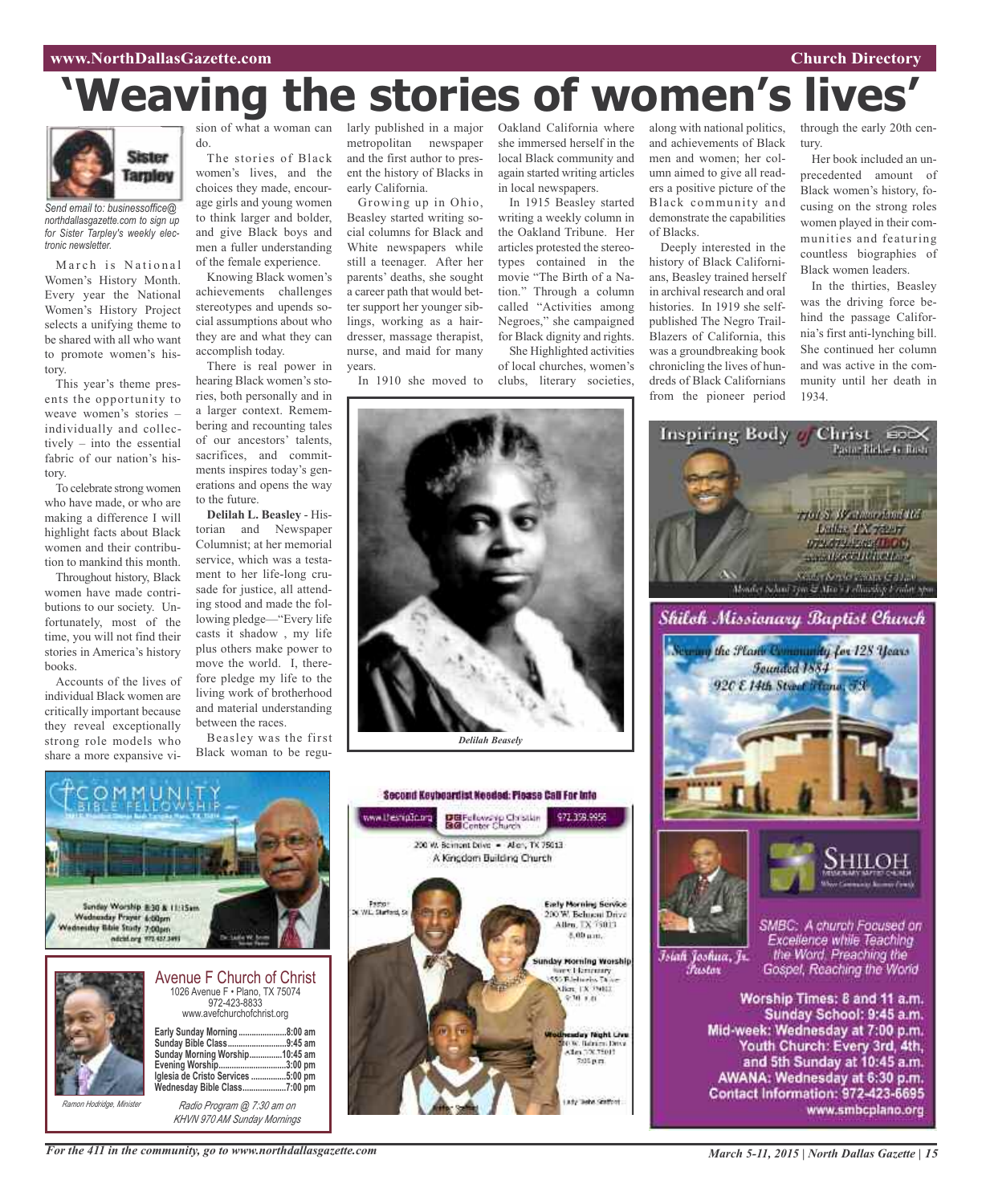# 'Weaving the stories of women's lives'

**Sister Tarpley**

*Send email to: businessoffice@northdallasgazette.com to sign up for Sister Tarpley's weekly electronic newsletter.*

March is National Women's History Month. Every year the National Women's History Project selects a unifying theme to be shared with all who want to promote women's history.

This year's theme presents the opportunity to weave women's stories – individually and collectively – into the essential fabric of our nation's history.

To celebrate strong women who have made, or who are making a difference I will highlight facts about Black women and their contributions to mankind this month.

Throughout history, Black women have made contributions to our society. Unfortunately, most of the time, you will not find their stories in America's history books.

Accounts of the lives of individual Black women are critically important because they reveal exceptionally strong role models who share a more expansive vision of what a woman can do.

The stories of Black women's lives, and the choices they made, encourage girls and young women to think larger and bolder, and give Black boys and men a fuller understanding of the female experience.

Knowing Black women's achievements challenges stereotypes and upends social assumptions about who they are and what they can accomplish today.

There is real power in hearing Black women's stories, both personally and in a larger context. Remembering and recounting tales of our ancestors' talents, sacrifices, and commitments inspires today's generations and opens the way to the future.

**Delilah L. Beasley** - Historian and Newspaper Columnist; at her memorial service, which was a testament to her life-long crusade for justice, all attending stood and made the following pledge—"Every life casts it shadow , my life plus others make power to move the world. I, therefore pledge my life to the living work of brotherhood and material understanding between the races.

Beasley was the first Black woman to be regularly published in a major metropolitan newspaper and the first author to present the history of Blacks in early California.

Growing up in Ohio, Beasley started writing social columns for Black and White newspapers while still a teenager. After her parents' deaths, she sought a career path that would better support her younger siblings, working as a hairdresser, massage therapist, nurse, and maid for many years.

In 1910 she moved to Oakland California where she immersed herself in the local Black community and again started writing articles in local newspapers.

In 1915 Beasley started writing a weekly column in the Oakland Tribune. Her articles protested the stereotypes contained in the movie "The Birth of a Nation." Through a column called "Activities among Negroes," she campaigned for Black dignity and rights.

She Highlighted activities of local churches, women's clubs, literary societies, along with national politics, and achievements of Black men and women; her column aimed to give all readers a positive picture of the Black community and demonstrate the capabilities of Blacks.

Deeply interested in the history of Black Californians, Beasley trained herself in archival research and oral histories. In 1919 she self-published The Negro Trail-Blazers of California, this was a groundbreaking book chronicling the lives of hundreds of Black Californians from the pioneer period through the early 20th century.

Her book included an unprecedented amount of Black women's history, focusing on the strong roles women played in their communities and featuring countless biographies of Black women leaders.

In the thirties, Beasley was the driving force behind the passage California's first anti-lynching bill. She continued her column and was active in the community until her death in 1934.

*Delilah Beasely*

---

**Inspiring Body of Christ** — Pastor Richie G. Butts

7701 S. Westmoreland Rd., Dallas, TX 75237

---

**Shiloh Missionary Baptist Church**

Serving the Plano Community for 128 Years
Founded 1884
920 E 14th Street Plano, TX

Israel Joshua, Jr., Pastor

SMBC: A church Focused on Excellence while Teaching the Word, Preaching the Gospel, Reaching the World

Worship Times: 8 and 11 a.m.
Sunday School: 9:45 a.m.
Mid-week: Wednesday at 7:00 p.m.
Youth Church: Every 3rd, 4th, and 5th Sunday at 10:45 a.m.
AWANA: Wednesday at 6:30 p.m.
Contact Information: 972-423-6695
www.smbcplano.org

---

**Community Bible Fellowship**

Sunday Worship 8:30 & 11:15am
Wednesday Prayer 6:00pm
Wednesday Bible Study 7:00pm

---

**Avenue F Church of Christ**
1026 Avenue F • Plano, TX 75074
972-423-8833
www.avefchurchofchrist.org

| | |
|---|---|
| Early Sunday Morning | 8:00 am |
| Sunday Bible Class | 9:45 am |
| Sunday Morning Worship | 10:45 am |
| Evening Worship | 3:00 pm |
| Iglesia de Cristo Services | 5:00 pm |
| Wednesday Bible Class | 7:00 pm |

Ramon Hodridge, Minister

*Radio Program @ 7:30 am on KHVN 970 AM Sunday Mornings*

---

**Second Keyboardist Needed: Please Call For Info**

www.thefellowshipfc.org — Fellowship Christian Center Church — 972.359.9956

200 W. Belmont Drive • Allen, TX 75013
A Kingdom Building Church

Pastor Dr. W.L. Stafford, Sr.

Early Morning Service
200 W. Belmont Drive
Allen, TX 75013
8:00 a.m.

Sunday Morning Worship

Wednesday Night Live
200 W. Belmont Drive
Allen, TX 75013

Lady Stafford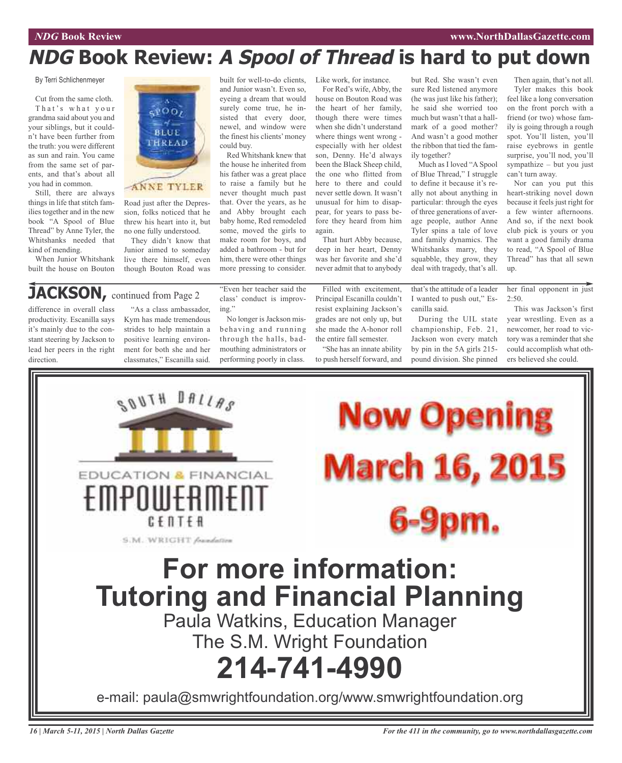# *NDG* Book Review: *A Spool of Thread* is hard to put down

By Terri Schlichenmeyer

Cut from the same cloth.

That's what your grandma said about you and your siblings, but it couldn't have been further from the truth: you were different as sun and rain. You came from the same set of parents, and that's about all you had in common.

Still, there are always things in life that stitch families together and in the new book "A Spool of Blue Thread" by Anne Tyler, the Whitshanks needed that kind of mending.

When Junior Whitshank built the house on Bouton Road just after the Depression, folks noticed that he threw his heart into it, but no one fully understood.

They didn't know that Junior aimed to someday live there himself, even though Bouton Road was built for well-to-do clients, and Junior wasn't. Even so, eyeing a dream that would surely come true, he insisted that every door, newel, and window were the finest his clients' money could buy.

Red Whitshank knew that the house he inherited from his father was a great place to raise a family but he never thought much past that. Over the years, as he and Abby brought each baby home, Red remodeled some, moved the girls to make room for boys, and added a bathroom - but for him, there were other things more pressing to consider. Like work, for instance.

For Red's wife, Abby, the house on Bouton Road was the heart of her family, though there were times when she didn't understand where things went wrong - especially with her oldest son, Denny. He'd always been the Black Sheep child, the one who flitted from here to there and could never settle down. It wasn't unusual for him to disappear, for years to pass before they heard from him again.

That hurt Abby because, deep in her heart, Denny was her favorite and she'd never admit that to anybody but Red. She wasn't even sure Red listened anymore (he was just like his father); he said she worried too much but wasn't that a hallmark of a good mother? And wasn't a good mother the ribbon that tied the family together?

Much as I loved "A Spool of Blue Thread," I struggle to define it because it's really not about anything in particular: through the eyes of three generations of average people, author Anne Tyler spins a tale of love and family dynamics. The Whitshanks marry, they squabble, they grow, they deal with tragedy, that's all.

Then again, that's not all.

Tyler makes this book feel like a long conversation on the front porch with a friend (or two) whose family is going through a rough spot. You'll listen, you'll raise eyebrows in gentle surprise, you'll nod, you'll sympathize – but you just can't turn away.

Nor can you put this heart-striking novel down because it feels just right for a few winter afternoons. And so, if the next book club pick is yours or you want a good family drama to read, "A Spool of Blue Thread" has that all sewn up.

## JACKSON, continued from Page 2

difference in overall class productivity. Escanilla says it's mainly due to the constant steering by Jackson to lead her peers in the right direction.

"As a class ambassador, Kym has made tremendous strides to help maintain a positive learning environment for both she and her classmates," Escanilla said. "Even her teacher said the class' conduct is improving."

No longer is Jackson misbehaving and running through the halls, badmouthing administrators or performing poorly in class.

Filled with excitement, Principal Escanilla couldn't resist explaining Jackson's grades are not only up, but she made the A-honor roll the entire fall semester.

"She has an innate ability to push herself forward, and that's the attitude of a leader I wanted to push out," Escanilla said.

During the UIL state championship, Feb. 21, Jackson won every match by pin in the 5A girls 215-pound division. She pinned her final opponent in just 2:50.

This was Jackson's first year wrestling. Even as a newcomer, her road to victory was a reminder that she could accomplish what others believed she could.

---

SOUTH DALLAS

EDUCATION & FINANCIAL EMPOWERMENT CENTER

S.M. WRIGHT foundation

**Now Opening March 16, 2015 6-9pm.**

**For more information: Tutoring and Financial Planning**

Paula Watkins, Education Manager

The S.M. Wright Foundation

**214-741-4990**

e-mail: paula@smwrightfoundation.org/www.smwrightfoundation.org